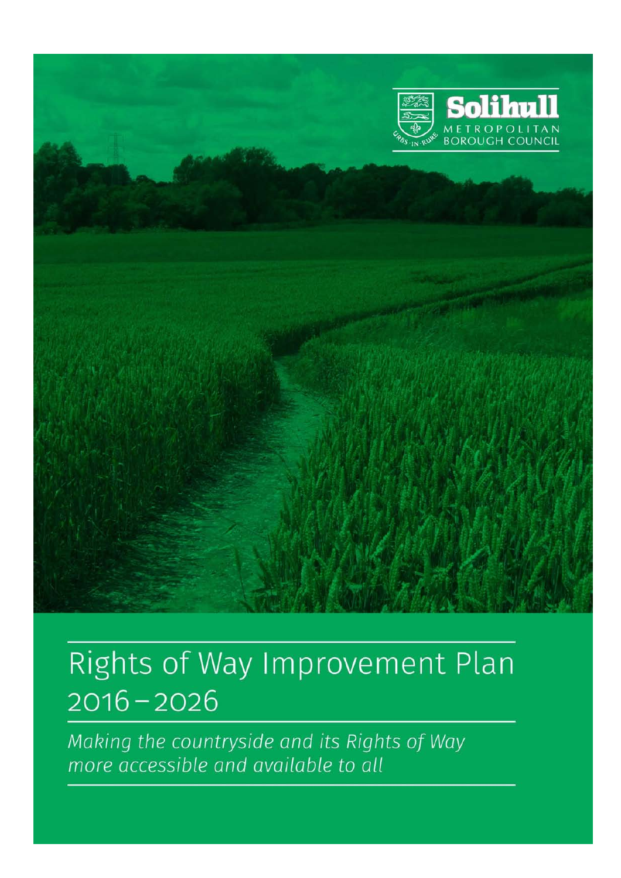Solihull Metropolitan Borough Council

# Rights of Way Improvement Plan 2016 – 2026

*Making the countryside and its Rights of Way more accessible and available to all*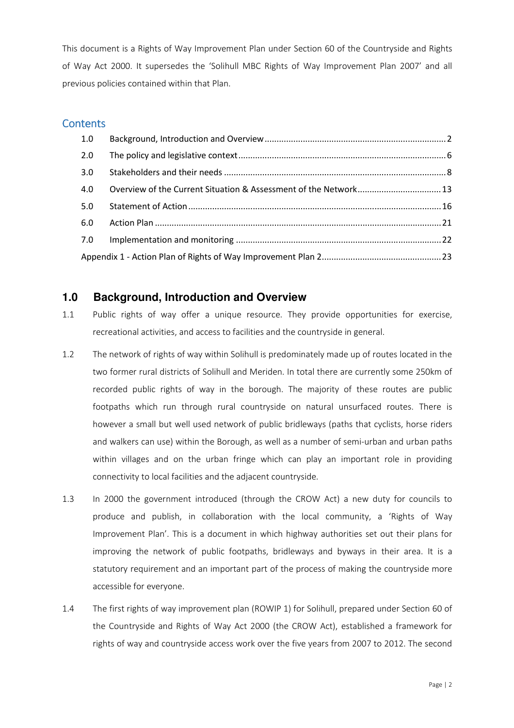This document is a Rights of Way Improvement Plan under Section 60 of the Countryside and Rights of Way Act 2000. It supersedes the 'Solihull MBC Rights of Way Improvement Plan 2007' and all previous policies contained within that Plan.

## Contents

| | | |
|---|---|---|
| 1.0 | Background, Introduction and Overview | 2 |
| 2.0 | The policy and legislative context | 6 |
| 3.0 | Stakeholders and their needs | 8 |
| 4.0 | Overview of the Current Situation & Assessment of the Network | 13 |
| 5.0 | Statement of Action | 16 |
| 6.0 | Action Plan | 21 |
| 7.0 | Implementation and monitoring | 22 |
| | Appendix 1 - Action Plan of Rights of Way Improvement Plan 2 | 23 |

## 1.0 Background, Introduction and Overview

1.1 Public rights of way offer a unique resource. They provide opportunities for exercise, recreational activities, and access to facilities and the countryside in general.

1.2 The network of rights of way within Solihull is predominately made up of routes located in the two former rural districts of Solihull and Meriden. In total there are currently some 250km of recorded public rights of way in the borough. The majority of these routes are public footpaths which run through rural countryside on natural unsurfaced routes. There is however a small but well used network of public bridleways (paths that cyclists, horse riders and walkers can use) within the Borough, as well as a number of semi-urban and urban paths within villages and on the urban fringe which can play an important role in providing connectivity to local facilities and the adjacent countryside.

1.3 In 2000 the government introduced (through the CROW Act) a new duty for councils to produce and publish, in collaboration with the local community, a 'Rights of Way Improvement Plan'. This is a document in which highway authorities set out their plans for improving the network of public footpaths, bridleways and byways in their area. It is a statutory requirement and an important part of the process of making the countryside more accessible for everyone.

1.4 The first rights of way improvement plan (ROWIP 1) for Solihull, prepared under Section 60 of the Countryside and Rights of Way Act 2000 (the CROW Act), established a framework for rights of way and countryside access work over the five years from 2007 to 2012. The second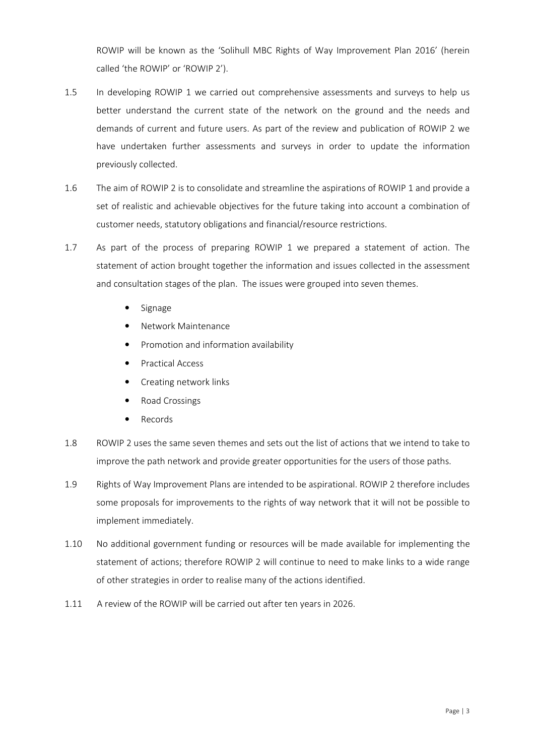ROWIP will be known as the 'Solihull MBC Rights of Way Improvement Plan 2016' (herein called 'the ROWIP' or 'ROWIP 2').

1.5 In developing ROWIP 1 we carried out comprehensive assessments and surveys to help us better understand the current state of the network on the ground and the needs and demands of current and future users. As part of the review and publication of ROWIP 2 we have undertaken further assessments and surveys in order to update the information previously collected.

1.6 The aim of ROWIP 2 is to consolidate and streamline the aspirations of ROWIP 1 and provide a set of realistic and achievable objectives for the future taking into account a combination of customer needs, statutory obligations and financial/resource restrictions.

1.7 As part of the process of preparing ROWIP 1 we prepared a statement of action. The statement of action brought together the information and issues collected in the assessment and consultation stages of the plan. The issues were grouped into seven themes.

- Signage
- Network Maintenance
- Promotion and information availability
- Practical Access
- Creating network links
- Road Crossings
- Records

1.8 ROWIP 2 uses the same seven themes and sets out the list of actions that we intend to take to improve the path network and provide greater opportunities for the users of those paths.

1.9 Rights of Way Improvement Plans are intended to be aspirational. ROWIP 2 therefore includes some proposals for improvements to the rights of way network that it will not be possible to implement immediately.

1.10 No additional government funding or resources will be made available for implementing the statement of actions; therefore ROWIP 2 will continue to need to make links to a wide range of other strategies in order to realise many of the actions identified.

1.11 A review of the ROWIP will be carried out after ten years in 2026.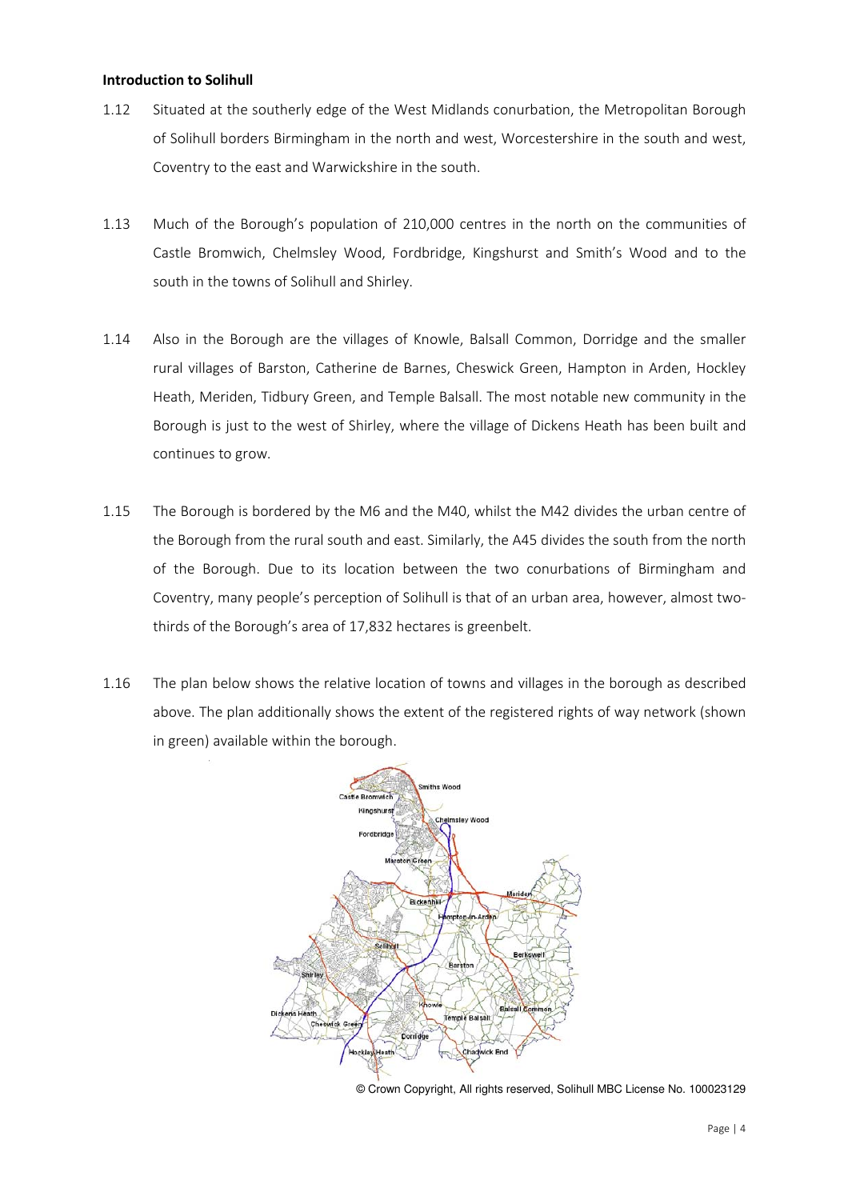**Introduction to Solihull**

1.12 Situated at the southerly edge of the West Midlands conurbation, the Metropolitan Borough of Solihull borders Birmingham in the north and west, Worcestershire in the south and west, Coventry to the east and Warwickshire in the south.

1.13 Much of the Borough's population of 210,000 centres in the north on the communities of Castle Bromwich, Chelmsley Wood, Fordbridge, Kingshurst and Smith's Wood and to the south in the towns of Solihull and Shirley.

1.14 Also in the Borough are the villages of Knowle, Balsall Common, Dorridge and the smaller rural villages of Barston, Catherine de Barnes, Cheswick Green, Hampton in Arden, Hockley Heath, Meriden, Tidbury Green, and Temple Balsall. The most notable new community in the Borough is just to the west of Shirley, where the village of Dickens Heath has been built and continues to grow.

1.15 The Borough is bordered by the M6 and the M40, whilst the M42 divides the urban centre of the Borough from the rural south and east. Similarly, the A45 divides the south from the north of the Borough. Due to its location between the two conurbations of Birmingham and Coventry, many people's perception of Solihull is that of an urban area, however, almost two-thirds of the Borough's area of 17,832 hectares is greenbelt.

1.16 The plan below shows the relative location of towns and villages in the borough as described above. The plan additionally shows the extent of the registered rights of way network (shown in green) available within the borough.

© Crown Copyright, All rights reserved, Solihull MBC License No. 100023129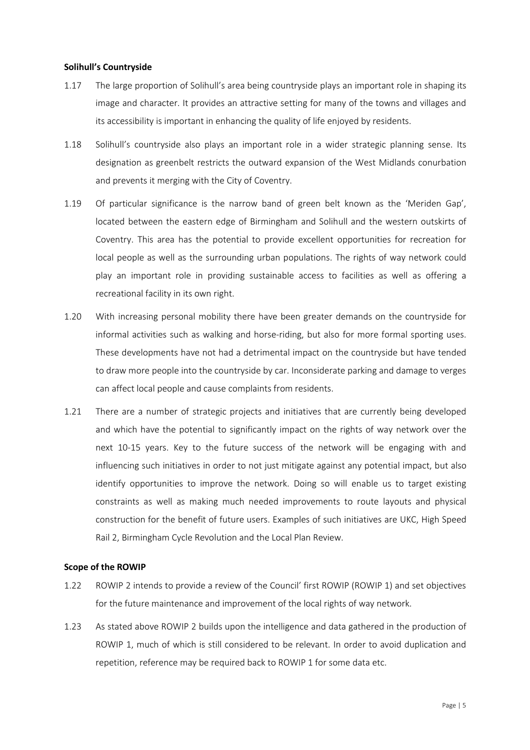**Solihull's Countryside**

1.17 The large proportion of Solihull's area being countryside plays an important role in shaping its image and character. It provides an attractive setting for many of the towns and villages and its accessibility is important in enhancing the quality of life enjoyed by residents.

1.18 Solihull's countryside also plays an important role in a wider strategic planning sense. Its designation as greenbelt restricts the outward expansion of the West Midlands conurbation and prevents it merging with the City of Coventry.

1.19 Of particular significance is the narrow band of green belt known as the 'Meriden Gap', located between the eastern edge of Birmingham and Solihull and the western outskirts of Coventry. This area has the potential to provide excellent opportunities for recreation for local people as well as the surrounding urban populations. The rights of way network could play an important role in providing sustainable access to facilities as well as offering a recreational facility in its own right.

1.20 With increasing personal mobility there have been greater demands on the countryside for informal activities such as walking and horse-riding, but also for more formal sporting uses. These developments have not had a detrimental impact on the countryside but have tended to draw more people into the countryside by car. Inconsiderate parking and damage to verges can affect local people and cause complaints from residents.

1.21 There are a number of strategic projects and initiatives that are currently being developed and which have the potential to significantly impact on the rights of way network over the next 10-15 years. Key to the future success of the network will be engaging with and influencing such initiatives in order to not just mitigate against any potential impact, but also identify opportunities to improve the network. Doing so will enable us to target existing constraints as well as making much needed improvements to route layouts and physical construction for the benefit of future users. Examples of such initiatives are UKC, High Speed Rail 2, Birmingham Cycle Revolution and the Local Plan Review.

**Scope of the ROWIP**

1.22 ROWIP 2 intends to provide a review of the Council' first ROWIP (ROWIP 1) and set objectives for the future maintenance and improvement of the local rights of way network.

1.23 As stated above ROWIP 2 builds upon the intelligence and data gathered in the production of ROWIP 1, much of which is still considered to be relevant. In order to avoid duplication and repetition, reference may be required back to ROWIP 1 for some data etc.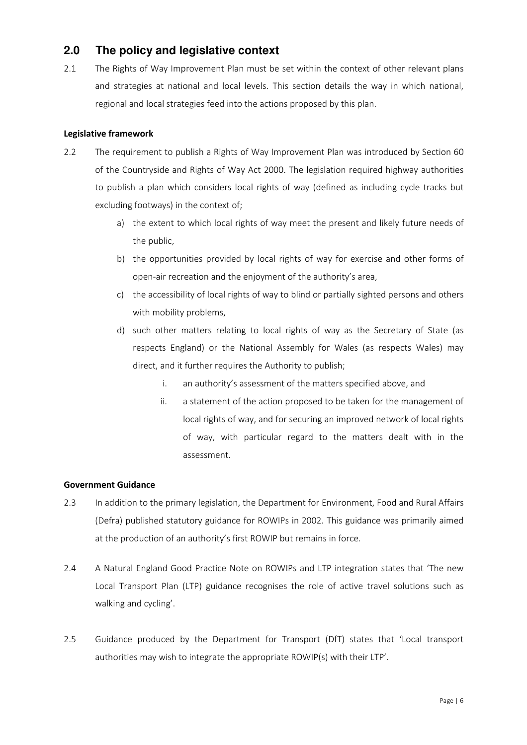## 2.0 The policy and legislative context

2.1 The Rights of Way Improvement Plan must be set within the context of other relevant plans and strategies at national and local levels. This section details the way in which national, regional and local strategies feed into the actions proposed by this plan.

**Legislative framework**

2.2 The requirement to publish a Rights of Way Improvement Plan was introduced by Section 60 of the Countryside and Rights of Way Act 2000. The legislation required highway authorities to publish a plan which considers local rights of way (defined as including cycle tracks but excluding footways) in the context of;

a) the extent to which local rights of way meet the present and likely future needs of the public,

b) the opportunities provided by local rights of way for exercise and other forms of open-air recreation and the enjoyment of the authority's area,

c) the accessibility of local rights of way to blind or partially sighted persons and others with mobility problems,

d) such other matters relating to local rights of way as the Secretary of State (as respects England) or the National Assembly for Wales (as respects Wales) may direct, and it further requires the Authority to publish;

   i. an authority's assessment of the matters specified above, and

   ii. a statement of the action proposed to be taken for the management of local rights of way, and for securing an improved network of local rights of way, with particular regard to the matters dealt with in the assessment.

**Government Guidance**

2.3 In addition to the primary legislation, the Department for Environment, Food and Rural Affairs (Defra) published statutory guidance for ROWIPs in 2002. This guidance was primarily aimed at the production of an authority's first ROWIP but remains in force.

2.4 A Natural England Good Practice Note on ROWIPs and LTP integration states that 'The new Local Transport Plan (LTP) guidance recognises the role of active travel solutions such as walking and cycling'.

2.5 Guidance produced by the Department for Transport (DfT) states that 'Local transport authorities may wish to integrate the appropriate ROWIP(s) with their LTP'.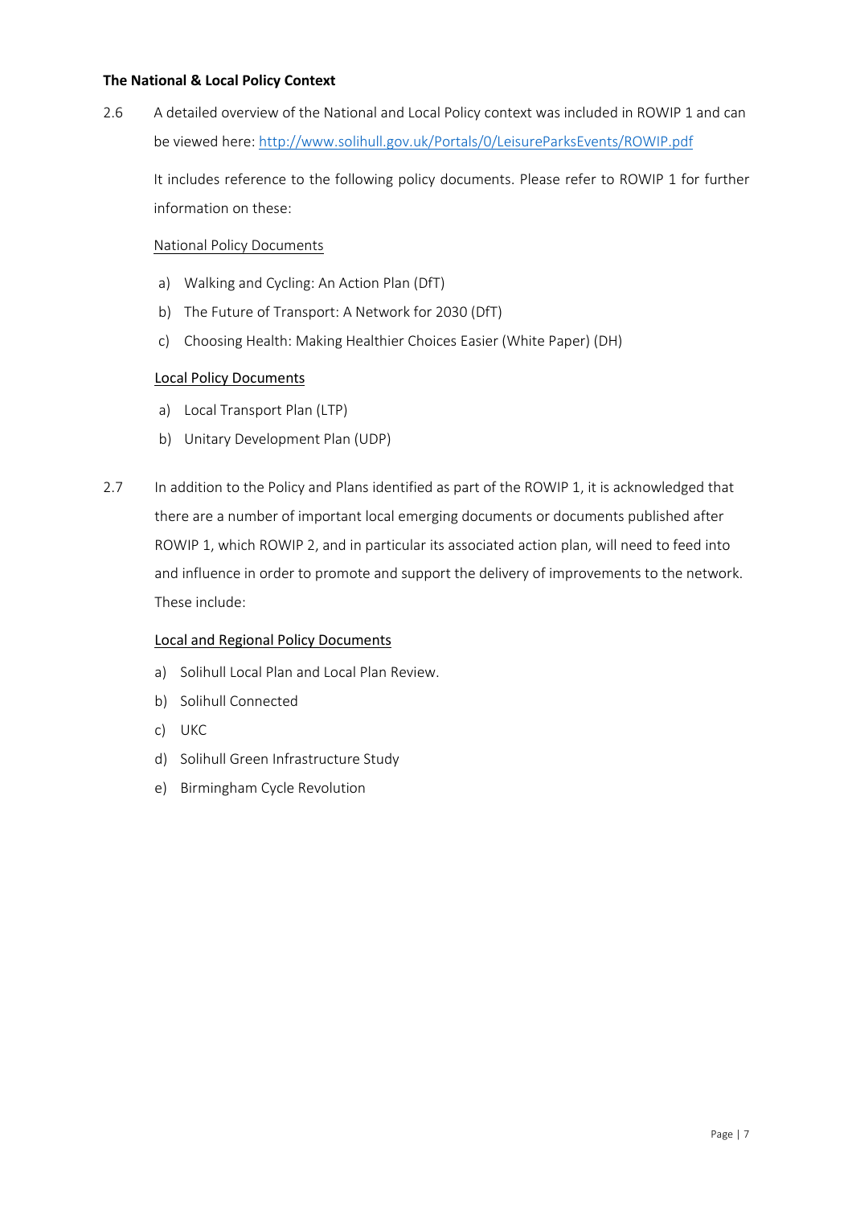**The National & Local Policy Context**

2.6 A detailed overview of the National and Local Policy context was included in ROWIP 1 and can be viewed here: [http://www.solihull.gov.uk/Portals/0/LeisureParksEvents/ROWIP.pdf](http://www.solihull.gov.uk/Portals/0/LeisureParksEvents/ROWIP.pdf)

It includes reference to the following policy documents. Please refer to ROWIP 1 for further information on these:

<u>National Policy Documents</u>

a) Walking and Cycling: An Action Plan (DfT)
b) The Future of Transport: A Network for 2030 (DfT)
c) Choosing Health: Making Healthier Choices Easier (White Paper) (DH)

<u>Local Policy Documents</u>

a) Local Transport Plan (LTP)
b) Unitary Development Plan (UDP)

2.7 In addition to the Policy and Plans identified as part of the ROWIP 1, it is acknowledged that there are a number of important local emerging documents or documents published after ROWIP 1, which ROWIP 2, and in particular its associated action plan, will need to feed into and influence in order to promote and support the delivery of improvements to the network. These include:

<u>Local and Regional Policy Documents</u>

a) Solihull Local Plan and Local Plan Review.
b) Solihull Connected
c) UKC
d) Solihull Green Infrastructure Study
e) Birmingham Cycle Revolution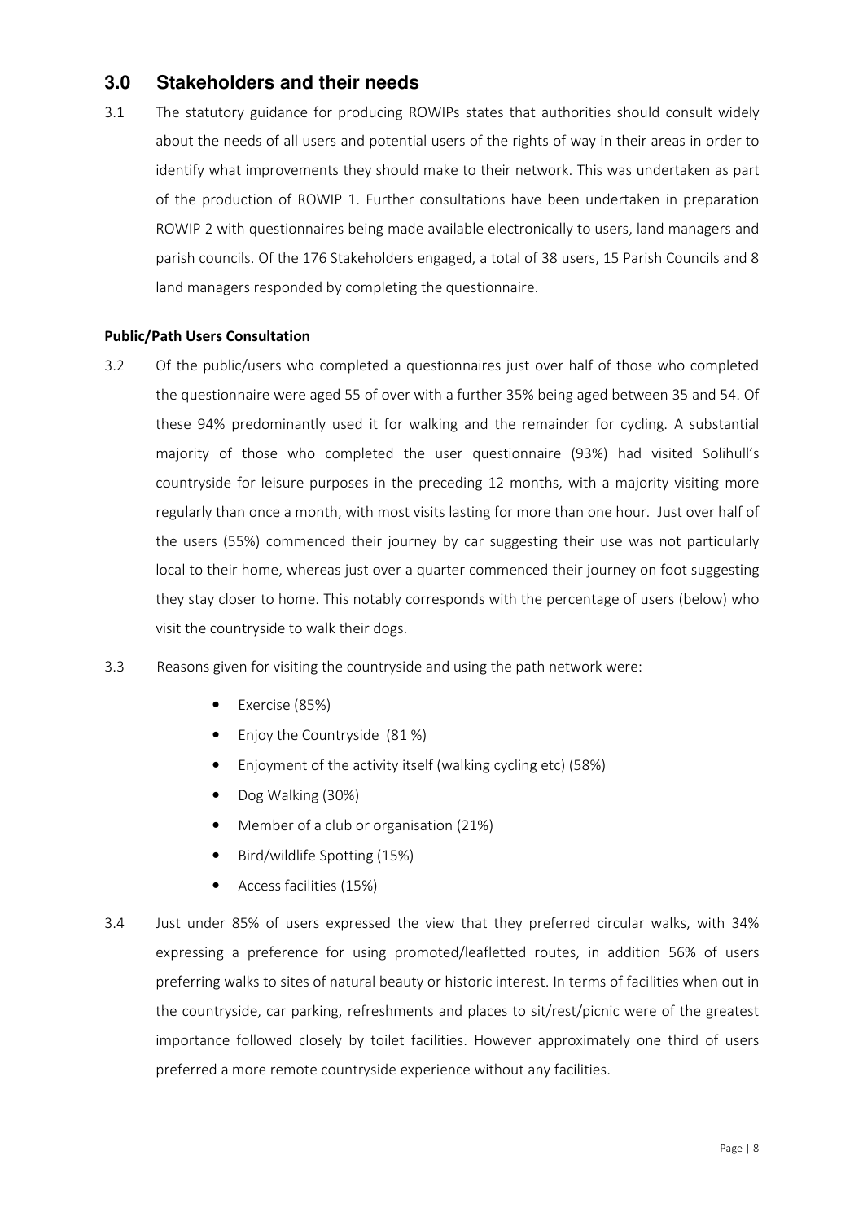## 3.0 Stakeholders and their needs

3.1 The statutory guidance for producing ROWIPs states that authorities should consult widely about the needs of all users and potential users of the rights of way in their areas in order to identify what improvements they should make to their network. This was undertaken as part of the production of ROWIP 1. Further consultations have been undertaken in preparation ROWIP 2 with questionnaires being made available electronically to users, land managers and parish councils. Of the 176 Stakeholders engaged, a total of 38 users, 15 Parish Councils and 8 land managers responded by completing the questionnaire.

**Public/Path Users Consultation**

3.2 Of the public/users who completed a questionnaires just over half of those who completed the questionnaire were aged 55 of over with a further 35% being aged between 35 and 54. Of these 94% predominantly used it for walking and the remainder for cycling. A substantial majority of those who completed the user questionnaire (93%) had visited Solihull's countryside for leisure purposes in the preceding 12 months, with a majority visiting more regularly than once a month, with most visits lasting for more than one hour. Just over half of the users (55%) commenced their journey by car suggesting their use was not particularly local to their home, whereas just over a quarter commenced their journey on foot suggesting they stay closer to home. This notably corresponds with the percentage of users (below) who visit the countryside to walk their dogs.

3.3 Reasons given for visiting the countryside and using the path network were:

- Exercise (85%)
- Enjoy the Countryside (81 %)
- Enjoyment of the activity itself (walking cycling etc) (58%)
- Dog Walking (30%)
- Member of a club or organisation (21%)
- Bird/wildlife Spotting (15%)
- Access facilities (15%)

3.4 Just under 85% of users expressed the view that they preferred circular walks, with 34% expressing a preference for using promoted/leafletted routes, in addition 56% of users preferring walks to sites of natural beauty or historic interest. In terms of facilities when out in the countryside, car parking, refreshments and places to sit/rest/picnic were of the greatest importance followed closely by toilet facilities. However approximately one third of users preferred a more remote countryside experience without any facilities.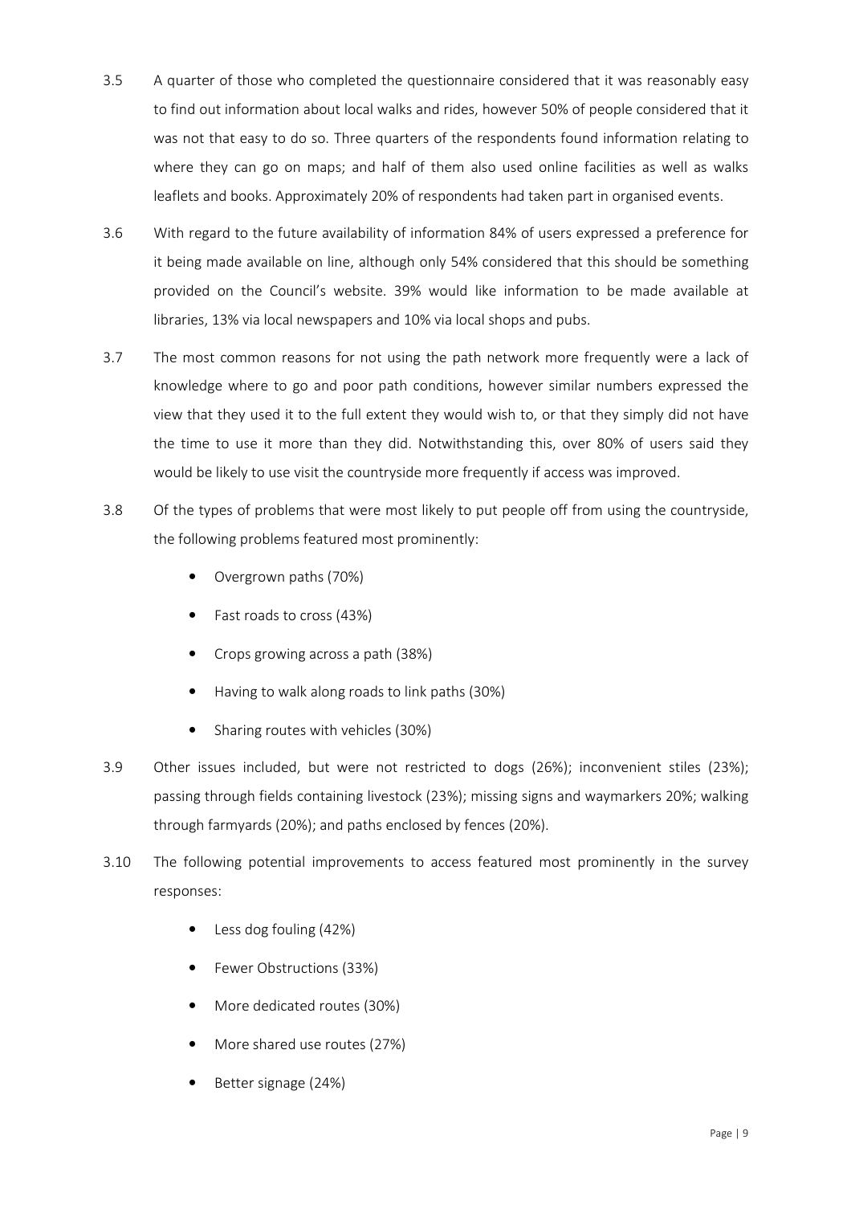3.5 A quarter of those who completed the questionnaire considered that it was reasonably easy to find out information about local walks and rides, however 50% of people considered that it was not that easy to do so. Three quarters of the respondents found information relating to where they can go on maps; and half of them also used online facilities as well as walks leaflets and books. Approximately 20% of respondents had taken part in organised events.

3.6 With regard to the future availability of information 84% of users expressed a preference for it being made available on line, although only 54% considered that this should be something provided on the Council's website. 39% would like information to be made available at libraries, 13% via local newspapers and 10% via local shops and pubs.

3.7 The most common reasons for not using the path network more frequently were a lack of knowledge where to go and poor path conditions, however similar numbers expressed the view that they used it to the full extent they would wish to, or that they simply did not have the time to use it more than they did. Notwithstanding this, over 80% of users said they would be likely to use visit the countryside more frequently if access was improved.

3.8 Of the types of problems that were most likely to put people off from using the countryside, the following problems featured most prominently:

- Overgrown paths (70%)
- Fast roads to cross (43%)
- Crops growing across a path (38%)
- Having to walk along roads to link paths (30%)
- Sharing routes with vehicles (30%)

3.9 Other issues included, but were not restricted to dogs (26%); inconvenient stiles (23%); passing through fields containing livestock (23%); missing signs and waymarkers 20%; walking through farmyards (20%); and paths enclosed by fences (20%).

3.10 The following potential improvements to access featured most prominently in the survey responses:

- Less dog fouling (42%)
- Fewer Obstructions (33%)
- More dedicated routes (30%)
- More shared use routes (27%)
- Better signage (24%)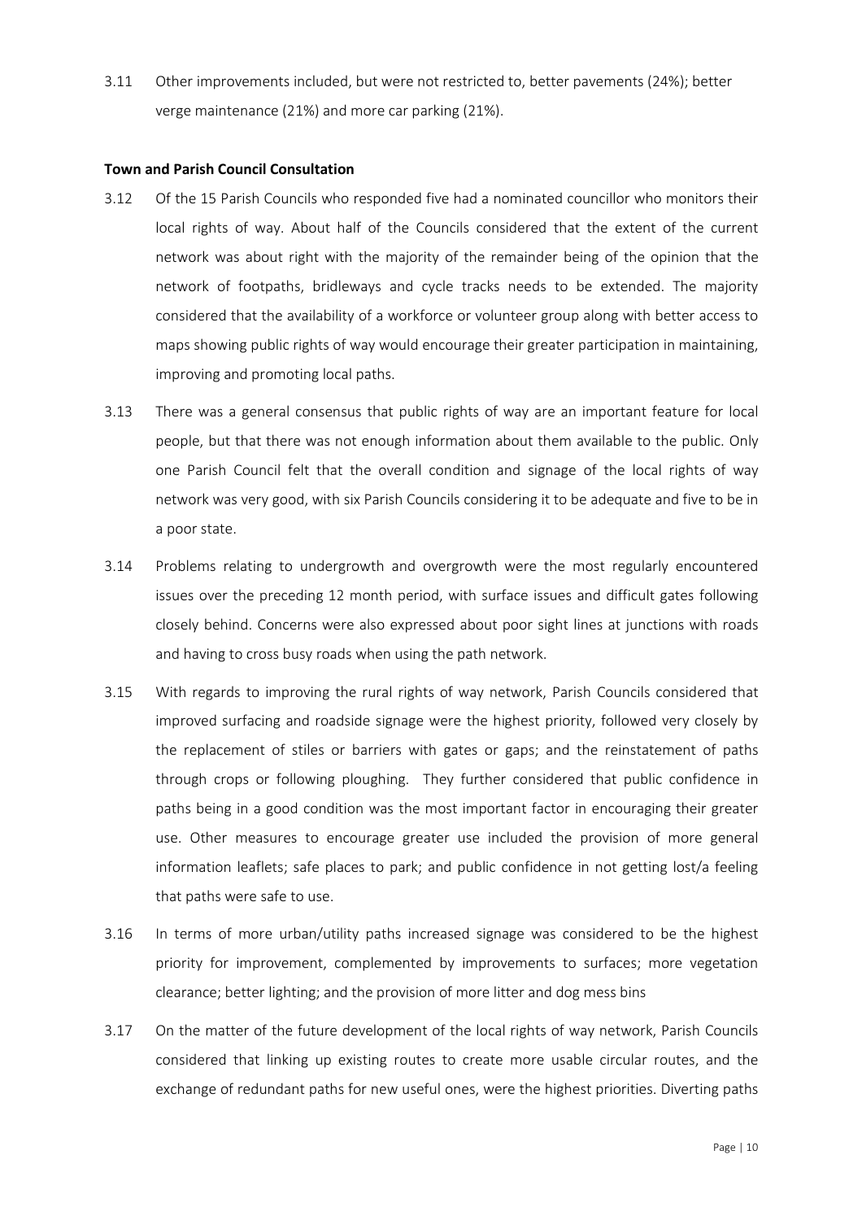3.11 Other improvements included, but were not restricted to, better pavements (24%); better verge maintenance (21%) and more car parking (21%).

**Town and Parish Council Consultation**

3.12 Of the 15 Parish Councils who responded five had a nominated councillor who monitors their local rights of way. About half of the Councils considered that the extent of the current network was about right with the majority of the remainder being of the opinion that the network of footpaths, bridleways and cycle tracks needs to be extended. The majority considered that the availability of a workforce or volunteer group along with better access to maps showing public rights of way would encourage their greater participation in maintaining, improving and promoting local paths.

3.13 There was a general consensus that public rights of way are an important feature for local people, but that there was not enough information about them available to the public. Only one Parish Council felt that the overall condition and signage of the local rights of way network was very good, with six Parish Councils considering it to be adequate and five to be in a poor state.

3.14 Problems relating to undergrowth and overgrowth were the most regularly encountered issues over the preceding 12 month period, with surface issues and difficult gates following closely behind. Concerns were also expressed about poor sight lines at junctions with roads and having to cross busy roads when using the path network.

3.15 With regards to improving the rural rights of way network, Parish Councils considered that improved surfacing and roadside signage were the highest priority, followed very closely by the replacement of stiles or barriers with gates or gaps; and the reinstatement of paths through crops or following ploughing. They further considered that public confidence in paths being in a good condition was the most important factor in encouraging their greater use. Other measures to encourage greater use included the provision of more general information leaflets; safe places to park; and public confidence in not getting lost/a feeling that paths were safe to use.

3.16 In terms of more urban/utility paths increased signage was considered to be the highest priority for improvement, complemented by improvements to surfaces; more vegetation clearance; better lighting; and the provision of more litter and dog mess bins

3.17 On the matter of the future development of the local rights of way network, Parish Councils considered that linking up existing routes to create more usable circular routes, and the exchange of redundant paths for new useful ones, were the highest priorities. Diverting paths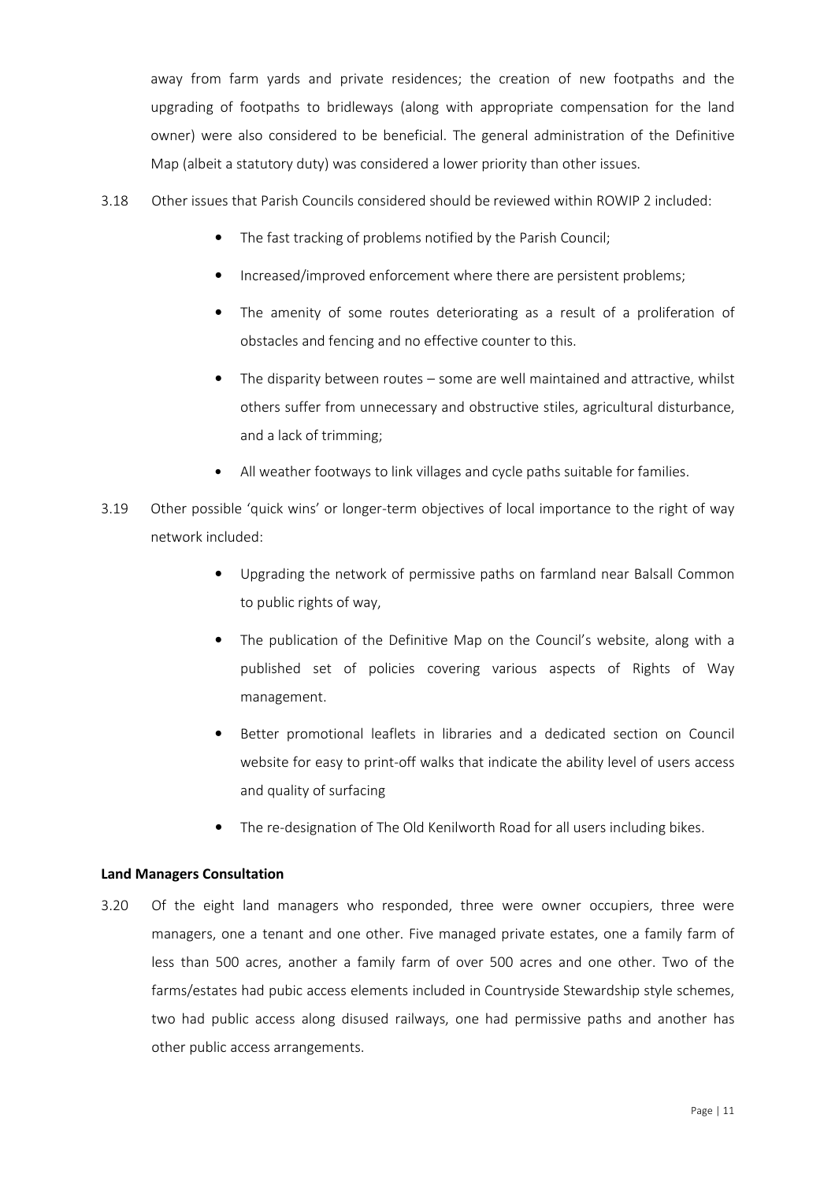away from farm yards and private residences; the creation of new footpaths and the upgrading of footpaths to bridleways (along with appropriate compensation for the land owner) were also considered to be beneficial. The general administration of the Definitive Map (albeit a statutory duty) was considered a lower priority than other issues.

3.18 Other issues that Parish Councils considered should be reviewed within ROWIP 2 included:

- The fast tracking of problems notified by the Parish Council;
- Increased/improved enforcement where there are persistent problems;
- The amenity of some routes deteriorating as a result of a proliferation of obstacles and fencing and no effective counter to this.
- The disparity between routes – some are well maintained and attractive, whilst others suffer from unnecessary and obstructive stiles, agricultural disturbance, and a lack of trimming;
- All weather footways to link villages and cycle paths suitable for families.

3.19 Other possible 'quick wins' or longer-term objectives of local importance to the right of way network included:

- Upgrading the network of permissive paths on farmland near Balsall Common to public rights of way,
- The publication of the Definitive Map on the Council's website, along with a published set of policies covering various aspects of Rights of Way management.
- Better promotional leaflets in libraries and a dedicated section on Council website for easy to print-off walks that indicate the ability level of users access and quality of surfacing
- The re-designation of The Old Kenilworth Road for all users including bikes.

**Land Managers Consultation**

3.20 Of the eight land managers who responded, three were owner occupiers, three were managers, one a tenant and one other. Five managed private estates, one a family farm of less than 500 acres, another a family farm of over 500 acres and one other. Two of the farms/estates had pubic access elements included in Countryside Stewardship style schemes, two had public access along disused railways, one had permissive paths and another has other public access arrangements.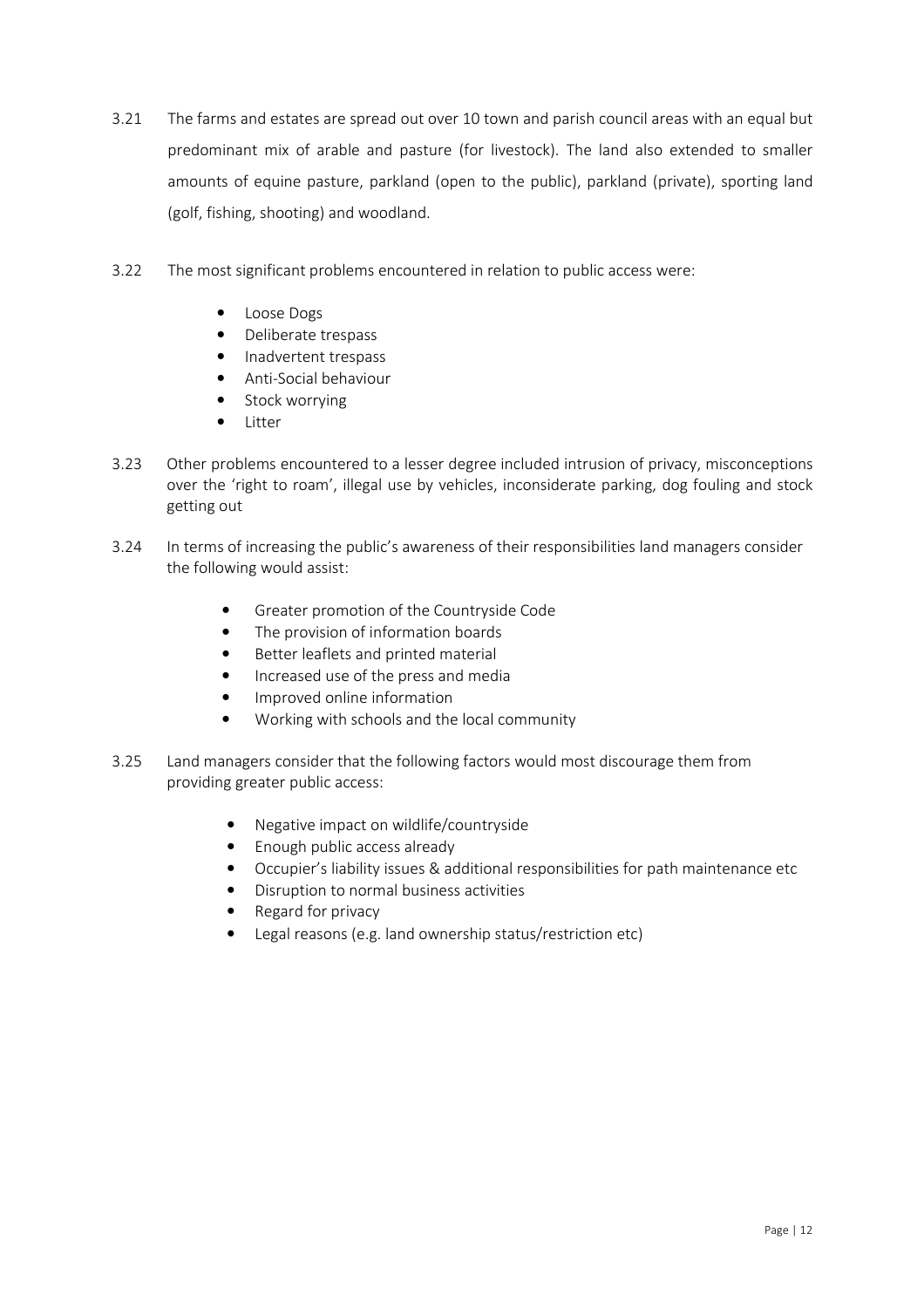3.21 The farms and estates are spread out over 10 town and parish council areas with an equal but predominant mix of arable and pasture (for livestock). The land also extended to smaller amounts of equine pasture, parkland (open to the public), parkland (private), sporting land (golf, fishing, shooting) and woodland.

3.22 The most significant problems encountered in relation to public access were:

- Loose Dogs
- Deliberate trespass
- Inadvertent trespass
- Anti-Social behaviour
- Stock worrying
- Litter

3.23 Other problems encountered to a lesser degree included intrusion of privacy, misconceptions over the 'right to roam', illegal use by vehicles, inconsiderate parking, dog fouling and stock getting out

3.24 In terms of increasing the public's awareness of their responsibilities land managers consider the following would assist:

- Greater promotion of the Countryside Code
- The provision of information boards
- Better leaflets and printed material
- Increased use of the press and media
- Improved online information
- Working with schools and the local community

3.25 Land managers consider that the following factors would most discourage them from providing greater public access:

- Negative impact on wildlife/countryside
- Enough public access already
- Occupier's liability issues & additional responsibilities for path maintenance etc
- Disruption to normal business activities
- Regard for privacy
- Legal reasons (e.g. land ownership status/restriction etc)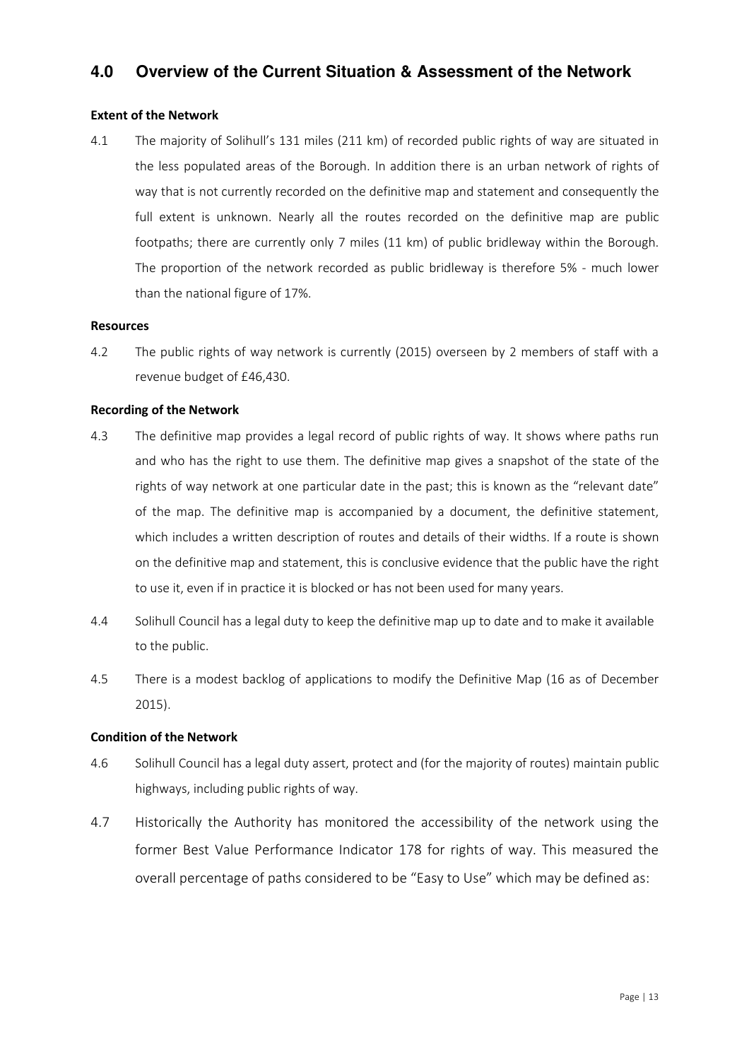## 4.0 Overview of the Current Situation & Assessment of the Network

**Extent of the Network**

4.1 The majority of Solihull's 131 miles (211 km) of recorded public rights of way are situated in the less populated areas of the Borough. In addition there is an urban network of rights of way that is not currently recorded on the definitive map and statement and consequently the full extent is unknown. Nearly all the routes recorded on the definitive map are public footpaths; there are currently only 7 miles (11 km) of public bridleway within the Borough. The proportion of the network recorded as public bridleway is therefore 5% - much lower than the national figure of 17%.

**Resources**

4.2 The public rights of way network is currently (2015) overseen by 2 members of staff with a revenue budget of £46,430.

**Recording of the Network**

4.3 The definitive map provides a legal record of public rights of way. It shows where paths run and who has the right to use them. The definitive map gives a snapshot of the state of the rights of way network at one particular date in the past; this is known as the "relevant date" of the map. The definitive map is accompanied by a document, the definitive statement, which includes a written description of routes and details of their widths. If a route is shown on the definitive map and statement, this is conclusive evidence that the public have the right to use it, even if in practice it is blocked or has not been used for many years.

4.4 Solihull Council has a legal duty to keep the definitive map up to date and to make it available to the public.

4.5 There is a modest backlog of applications to modify the Definitive Map (16 as of December 2015).

**Condition of the Network**

4.6 Solihull Council has a legal duty assert, protect and (for the majority of routes) maintain public highways, including public rights of way.

4.7 Historically the Authority has monitored the accessibility of the network using the former Best Value Performance Indicator 178 for rights of way. This measured the overall percentage of paths considered to be "Easy to Use" which may be defined as: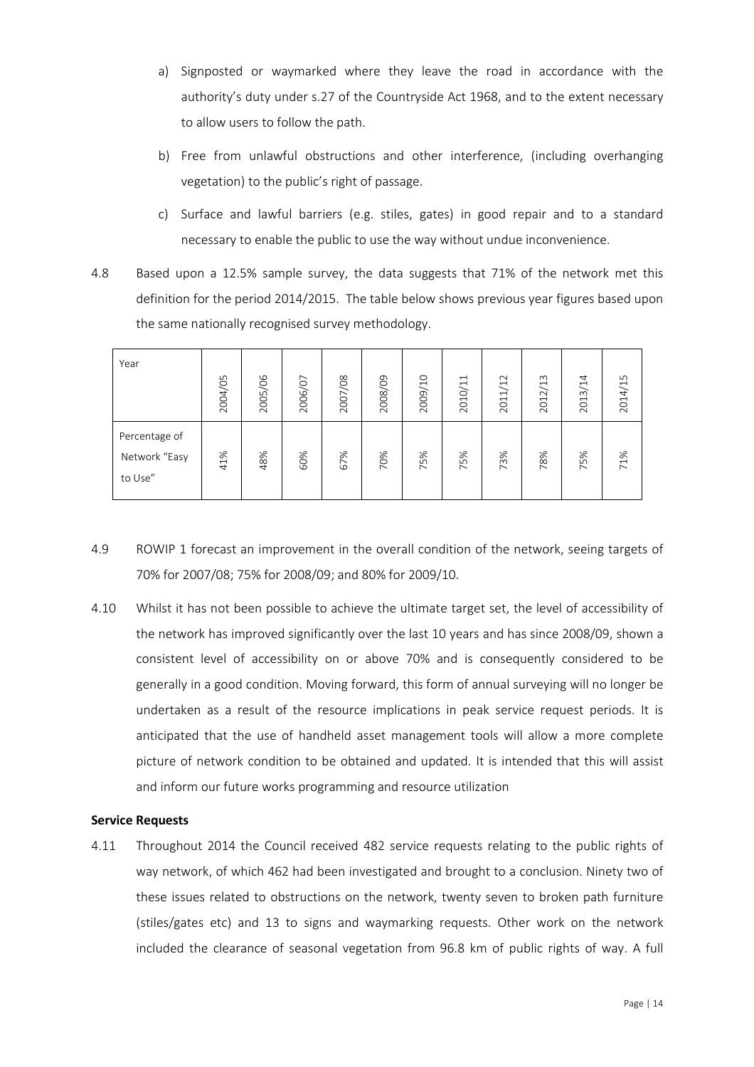a) Signposted or waymarked where they leave the road in accordance with the authority's duty under s.27 of the Countryside Act 1968, and to the extent necessary to allow users to follow the path.

b) Free from unlawful obstructions and other interference, (including overhanging vegetation) to the public's right of passage.

c) Surface and lawful barriers (e.g. stiles, gates) in good repair and to a standard necessary to enable the public to use the way without undue inconvenience.

4.8 Based upon a 12.5% sample survey, the data suggests that 71% of the network met this definition for the period 2014/2015. The table below shows previous year figures based upon the same nationally recognised survey methodology.

| Year | 2004/05 | 2005/06 | 2006/07 | 2007/08 | 2008/09 | 2009/10 | 2010/11 | 2011/12 | 2012/13 | 2013/14 | 2014/15 |
|---|---|---|---|---|---|---|---|---|---|---|---|
| Percentage of Network "Easy to Use" | 41% | 48% | 60% | 67% | 70% | 75% | 75% | 73% | 78% | 75% | 71% |

4.9 ROWIP 1 forecast an improvement in the overall condition of the network, seeing targets of 70% for 2007/08; 75% for 2008/09; and 80% for 2009/10.

4.10 Whilst it has not been possible to achieve the ultimate target set, the level of accessibility of the network has improved significantly over the last 10 years and has since 2008/09, shown a consistent level of accessibility on or above 70% and is consequently considered to be generally in a good condition. Moving forward, this form of annual surveying will no longer be undertaken as a result of the resource implications in peak service request periods. It is anticipated that the use of handheld asset management tools will allow a more complete picture of network condition to be obtained and updated. It is intended that this will assist and inform our future works programming and resource utilization

**Service Requests**

4.11 Throughout 2014 the Council received 482 service requests relating to the public rights of way network, of which 462 had been investigated and brought to a conclusion. Ninety two of these issues related to obstructions on the network, twenty seven to broken path furniture (stiles/gates etc) and 13 to signs and waymarking requests. Other work on the network included the clearance of seasonal vegetation from 96.8 km of public rights of way. A full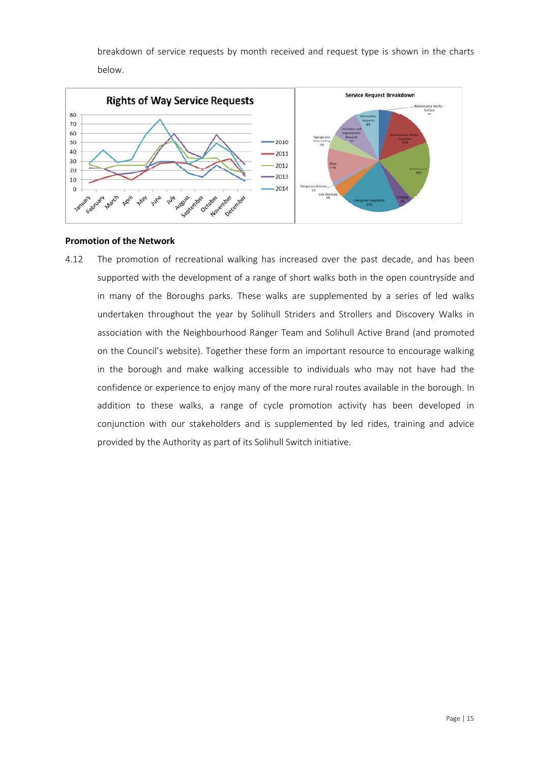breakdown of service requests by month received and request type is shown in the charts below.

## Promotion of the Network

4.12 The promotion of recreational walking has increased over the past decade, and has been supported with the development of a range of short walks both in the open countryside and in many of the Boroughs parks. These walks are supplemented by a series of led walks undertaken throughout the year by Solihull Striders and Strollers and Discovery Walks in association with the Neighbourhood Ranger Team and Solihull Active Brand (and promoted on the Council's website). Together these form an important resource to encourage walking in the borough and make walking accessible to individuals who may not have had the confidence or experience to enjoy many of the more rural routes available in the borough. In addition to these walks, a range of cycle promotion activity has been developed in conjunction with our stakeholders and is supplemented by led rides, training and advice provided by the Authority as part of its Solihull Switch initiative.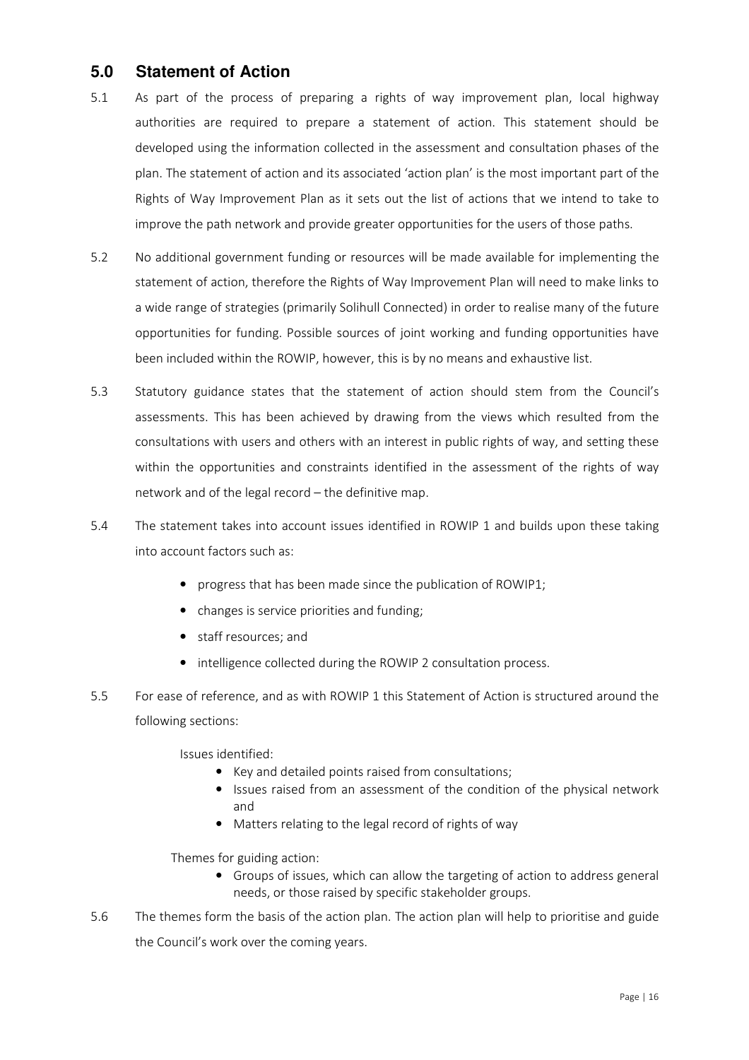## 5.0 Statement of Action

5.1 As part of the process of preparing a rights of way improvement plan, local highway authorities are required to prepare a statement of action. This statement should be developed using the information collected in the assessment and consultation phases of the plan. The statement of action and its associated 'action plan' is the most important part of the Rights of Way Improvement Plan as it sets out the list of actions that we intend to take to improve the path network and provide greater opportunities for the users of those paths.

5.2 No additional government funding or resources will be made available for implementing the statement of action, therefore the Rights of Way Improvement Plan will need to make links to a wide range of strategies (primarily Solihull Connected) in order to realise many of the future opportunities for funding. Possible sources of joint working and funding opportunities have been included within the ROWIP, however, this is by no means and exhaustive list.

5.3 Statutory guidance states that the statement of action should stem from the Council's assessments. This has been achieved by drawing from the views which resulted from the consultations with users and others with an interest in public rights of way, and setting these within the opportunities and constraints identified in the assessment of the rights of way network and of the legal record – the definitive map.

5.4 The statement takes into account issues identified in ROWIP 1 and builds upon these taking into account factors such as:

- progress that has been made since the publication of ROWIP1;
- changes is service priorities and funding;
- staff resources; and
- intelligence collected during the ROWIP 2 consultation process.

5.5 For ease of reference, and as with ROWIP 1 this Statement of Action is structured around the following sections:

Issues identified:

- Key and detailed points raised from consultations;
- Issues raised from an assessment of the condition of the physical network and
- Matters relating to the legal record of rights of way

Themes for guiding action:

- Groups of issues, which can allow the targeting of action to address general needs, or those raised by specific stakeholder groups.

5.6 The themes form the basis of the action plan. The action plan will help to prioritise and guide the Council's work over the coming years.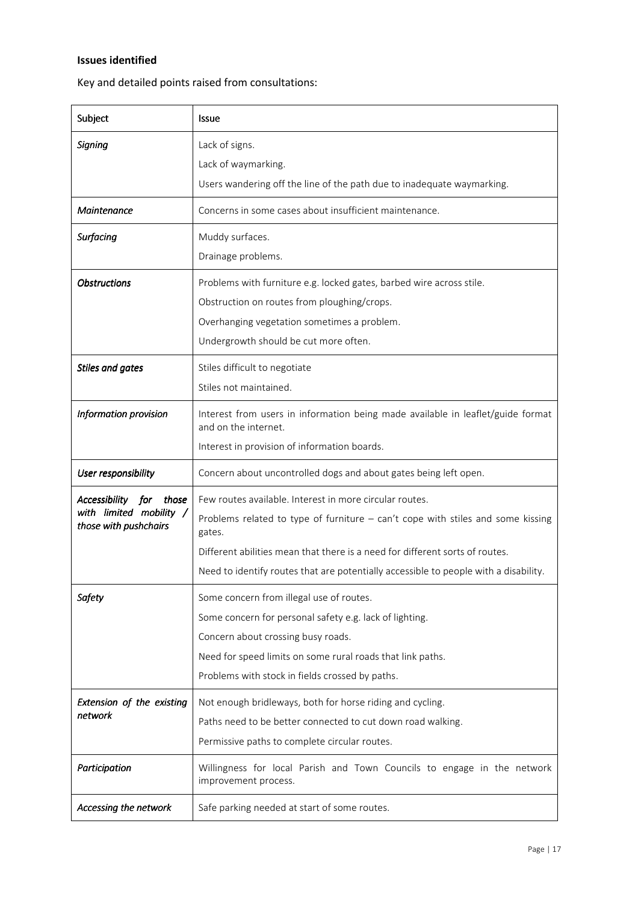**Issues identified**

Key and detailed points raised from consultations:

| Subject | Issue |
|---|---|
| *Signing* | Lack of signs.<br>Lack of waymarking.<br>Users wandering off the line of the path due to inadequate waymarking. |
| *Maintenance* | Concerns in some cases about insufficient maintenance. |
| *Surfacing* | Muddy surfaces.<br>Drainage problems. |
| *Obstructions* | Problems with furniture e.g. locked gates, barbed wire across stile.<br>Obstruction on routes from ploughing/crops.<br>Overhanging vegetation sometimes a problem.<br>Undergrowth should be cut more often. |
| *Stiles and gates* | Stiles difficult to negotiate<br>Stiles not maintained. |
| *Information provision* | Interest from users in information being made available in leaflet/guide format and on the internet.<br>Interest in provision of information boards. |
| *User responsibility* | Concern about uncontrolled dogs and about gates being left open. |
| *Accessibility for those with limited mobility / those with pushchairs* | Few routes available. Interest in more circular routes.<br>Problems related to type of furniture – can't cope with stiles and some kissing gates.<br>Different abilities mean that there is a need for different sorts of routes.<br>Need to identify routes that are potentially accessible to people with a disability. |
| *Safety* | Some concern from illegal use of routes.<br>Some concern for personal safety e.g. lack of lighting.<br>Concern about crossing busy roads.<br>Need for speed limits on some rural roads that link paths.<br>Problems with stock in fields crossed by paths. |
| *Extension of the existing network* | Not enough bridleways, both for horse riding and cycling.<br>Paths need to be better connected to cut down road walking.<br>Permissive paths to complete circular routes. |
| *Participation* | Willingness for local Parish and Town Councils to engage in the network improvement process. |
| *Accessing the network* | Safe parking needed at start of some routes. |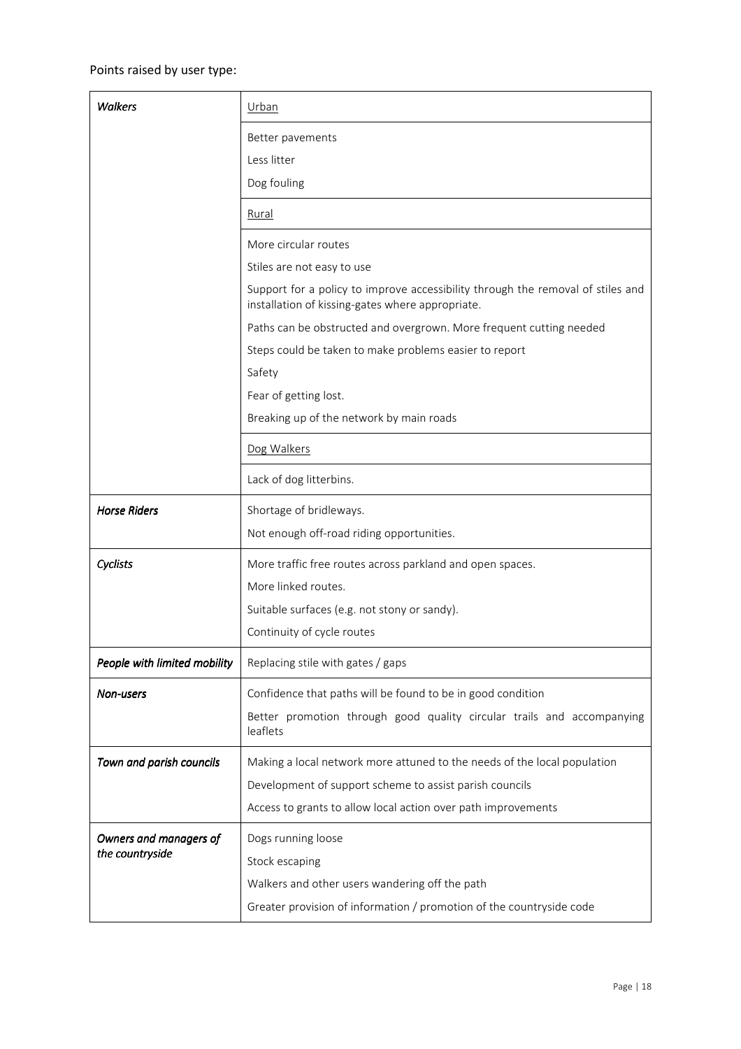Points raised by user type:

| | |
|---|---|
| ***Walkers*** | <u>Urban</u> |
| | Better pavements<br>Less litter<br>Dog fouling |
| | <u>Rural</u> |
| | More circular routes<br>Stiles are not easy to use<br>Support for a policy to improve accessibility through the removal of stiles and installation of kissing-gates where appropriate.<br>Paths can be obstructed and overgrown. More frequent cutting needed<br>Steps could be taken to make problems easier to report<br>Safety<br>Fear of getting lost.<br>Breaking up of the network by main roads |
| | <u>Dog Walkers</u> |
| | Lack of dog litterbins. |
| ***Horse Riders*** | Shortage of bridleways.<br>Not enough off-road riding opportunities. |
| ***Cyclists*** | More traffic free routes across parkland and open spaces.<br>More linked routes.<br>Suitable surfaces (e.g. not stony or sandy).<br>Continuity of cycle routes |
| ***People with limited mobility*** | Replacing stile with gates / gaps |
| ***Non-users*** | Confidence that paths will be found to be in good condition<br>Better promotion through good quality circular trails and accompanying leaflets |
| ***Town and parish councils*** | Making a local network more attuned to the needs of the local population<br>Development of support scheme to assist parish councils<br>Access to grants to allow local action over path improvements |
| ***Owners and managers of the countryside*** | Dogs running loose<br>Stock escaping<br>Walkers and other users wandering off the path<br>Greater provision of information / promotion of the countryside code |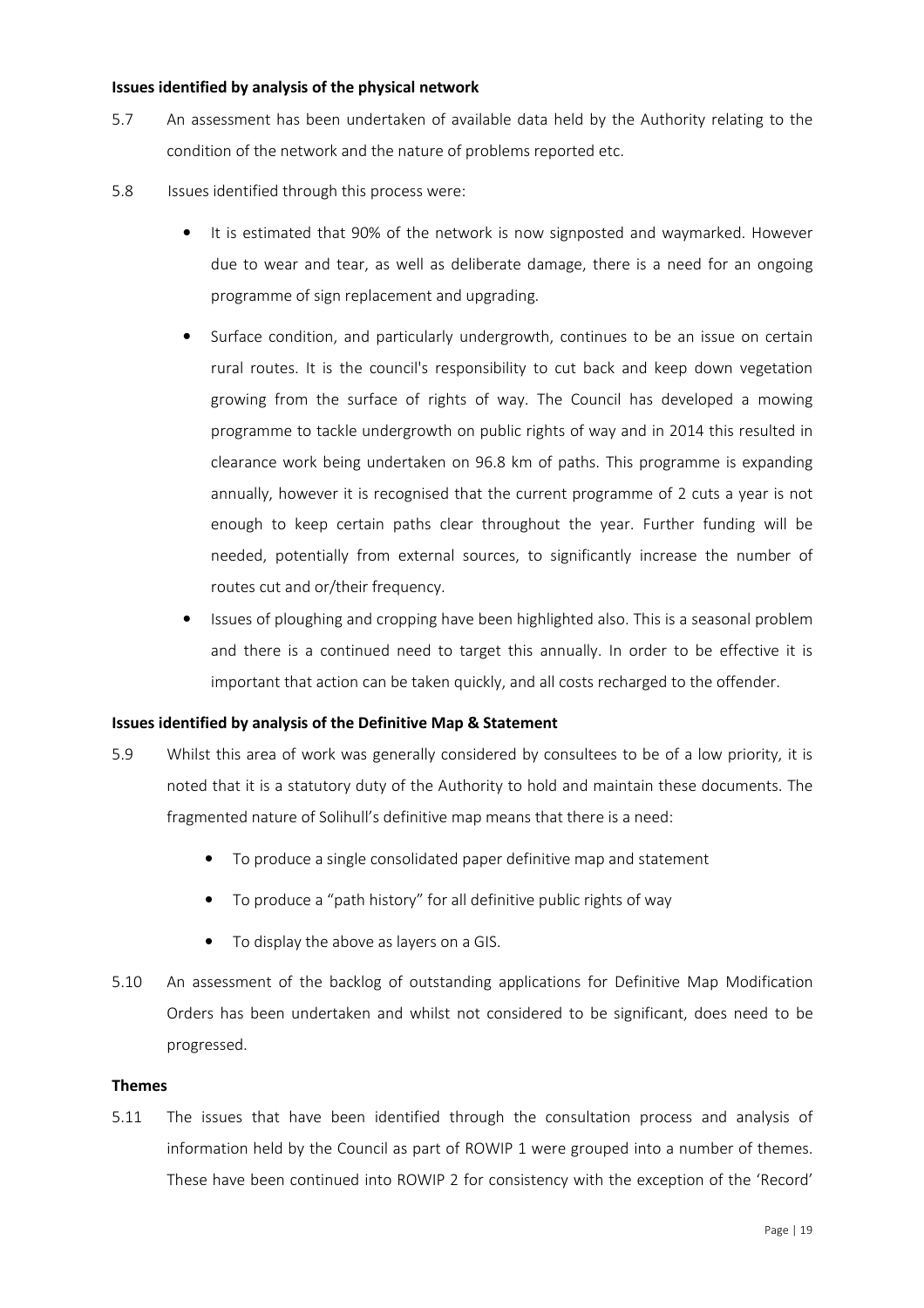**Issues identified by analysis of the physical network**

5.7 An assessment has been undertaken of available data held by the Authority relating to the condition of the network and the nature of problems reported etc.

5.8 Issues identified through this process were:

- It is estimated that 90% of the network is now signposted and waymarked. However due to wear and tear, as well as deliberate damage, there is a need for an ongoing programme of sign replacement and upgrading.
- Surface condition, and particularly undergrowth, continues to be an issue on certain rural routes. It is the council's responsibility to cut back and keep down vegetation growing from the surface of rights of way. The Council has developed a mowing programme to tackle undergrowth on public rights of way and in 2014 this resulted in clearance work being undertaken on 96.8 km of paths. This programme is expanding annually, however it is recognised that the current programme of 2 cuts a year is not enough to keep certain paths clear throughout the year. Further funding will be needed, potentially from external sources, to significantly increase the number of routes cut and or/their frequency.
- Issues of ploughing and cropping have been highlighted also. This is a seasonal problem and there is a continued need to target this annually. In order to be effective it is important that action can be taken quickly, and all costs recharged to the offender.

**Issues identified by analysis of the Definitive Map & Statement**

5.9 Whilst this area of work was generally considered by consultees to be of a low priority, it is noted that it is a statutory duty of the Authority to hold and maintain these documents. The fragmented nature of Solihull's definitive map means that there is a need:

- To produce a single consolidated paper definitive map and statement
- To produce a "path history" for all definitive public rights of way
- To display the above as layers on a GIS.

5.10 An assessment of the backlog of outstanding applications for Definitive Map Modification Orders has been undertaken and whilst not considered to be significant, does need to be progressed.

**Themes**

5.11 The issues that have been identified through the consultation process and analysis of information held by the Council as part of ROWIP 1 were grouped into a number of themes. These have been continued into ROWIP 2 for consistency with the exception of the 'Record'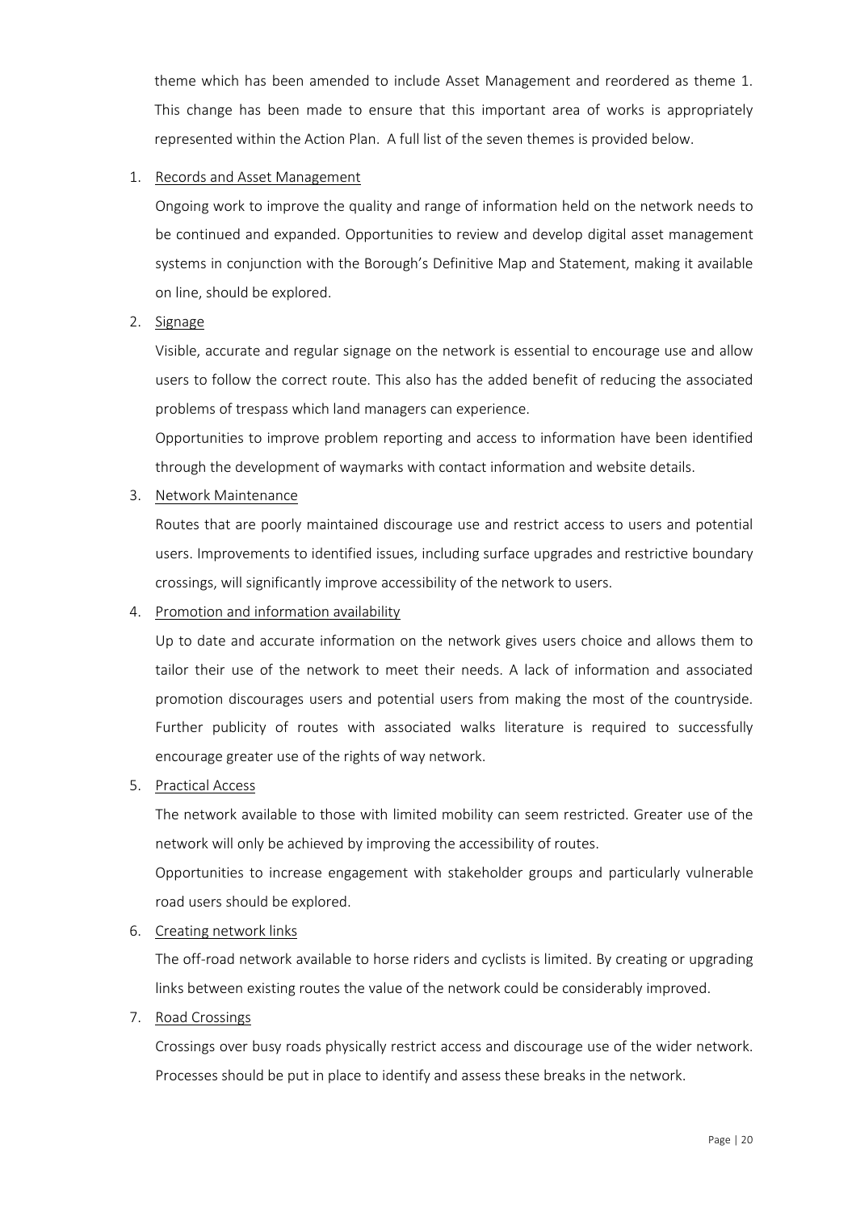theme which has been amended to include Asset Management and reordered as theme 1. This change has been made to ensure that this important area of works is appropriately represented within the Action Plan. A full list of the seven themes is provided below.

1. <u>Records and Asset Management</u>

   Ongoing work to improve the quality and range of information held on the network needs to be continued and expanded. Opportunities to review and develop digital asset management systems in conjunction with the Borough's Definitive Map and Statement, making it available on line, should be explored.

2. <u>Signage</u>

   Visible, accurate and regular signage on the network is essential to encourage use and allow users to follow the correct route. This also has the added benefit of reducing the associated problems of trespass which land managers can experience.

   Opportunities to improve problem reporting and access to information have been identified through the development of waymarks with contact information and website details.

3. <u>Network Maintenance</u>

   Routes that are poorly maintained discourage use and restrict access to users and potential users. Improvements to identified issues, including surface upgrades and restrictive boundary crossings, will significantly improve accessibility of the network to users.

4. <u>Promotion and information availability</u>

   Up to date and accurate information on the network gives users choice and allows them to tailor their use of the network to meet their needs. A lack of information and associated promotion discourages users and potential users from making the most of the countryside. Further publicity of routes with associated walks literature is required to successfully encourage greater use of the rights of way network.

5. <u>Practical Access</u>

   The network available to those with limited mobility can seem restricted. Greater use of the network will only be achieved by improving the accessibility of routes.

   Opportunities to increase engagement with stakeholder groups and particularly vulnerable road users should be explored.

6. <u>Creating network links</u>

   The off-road network available to horse riders and cyclists is limited. By creating or upgrading links between existing routes the value of the network could be considerably improved.

7. <u>Road Crossings</u>

   Crossings over busy roads physically restrict access and discourage use of the wider network. Processes should be put in place to identify and assess these breaks in the network.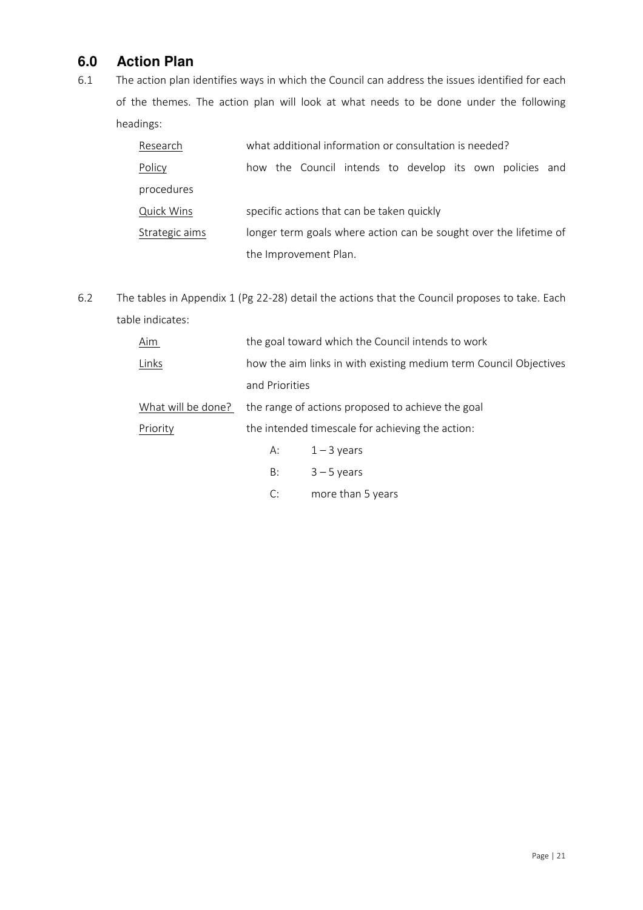## 6.0 Action Plan

6.1 The action plan identifies ways in which the Council can address the issues identified for each of the themes. The action plan will look at what needs to be done under the following headings:

| | |
|---|---|
| Research | what additional information or consultation is needed? |
| Policy procedures | how the Council intends to develop its own policies and |
| Quick Wins | specific actions that can be taken quickly |
| Strategic aims | longer term goals where action can be sought over the lifetime of the Improvement Plan. |

6.2 The tables in Appendix 1 (Pg 22-28) detail the actions that the Council proposes to take. Each table indicates:

| | |
|---|---|
| Aim | the goal toward which the Council intends to work |
| Links | how the aim links in with existing medium term Council Objectives and Priorities |
| What will be done? | the range of actions proposed to achieve the goal |
| Priority | the intended timescale for achieving the action: |

- A: 1 – 3 years
- B: 3 – 5 years
- C: more than 5 years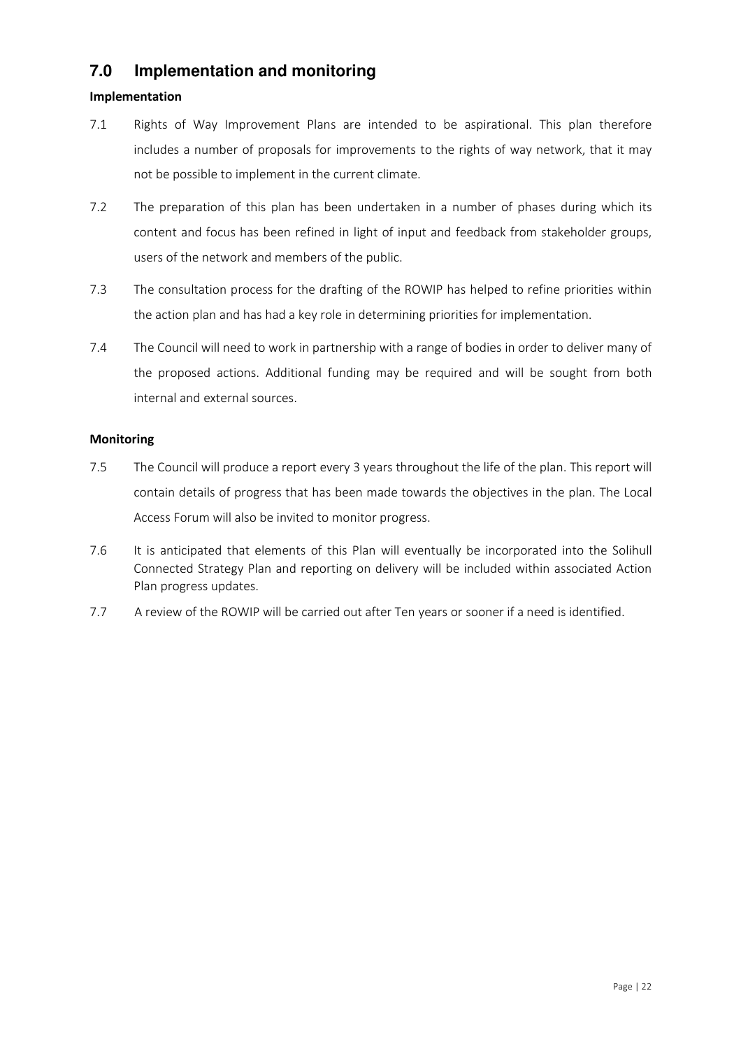## 7.0 Implementation and monitoring

**Implementation**

7.1 Rights of Way Improvement Plans are intended to be aspirational. This plan therefore includes a number of proposals for improvements to the rights of way network, that it may not be possible to implement in the current climate.

7.2 The preparation of this plan has been undertaken in a number of phases during which its content and focus has been refined in light of input and feedback from stakeholder groups, users of the network and members of the public.

7.3 The consultation process for the drafting of the ROWIP has helped to refine priorities within the action plan and has had a key role in determining priorities for implementation.

7.4 The Council will need to work in partnership with a range of bodies in order to deliver many of the proposed actions. Additional funding may be required and will be sought from both internal and external sources.

**Monitoring**

7.5 The Council will produce a report every 3 years throughout the life of the plan. This report will contain details of progress that has been made towards the objectives in the plan. The Local Access Forum will also be invited to monitor progress.

7.6 It is anticipated that elements of this Plan will eventually be incorporated into the Solihull Connected Strategy Plan and reporting on delivery will be included within associated Action Plan progress updates.

7.7 A review of the ROWIP will be carried out after Ten years or sooner if a need is identified.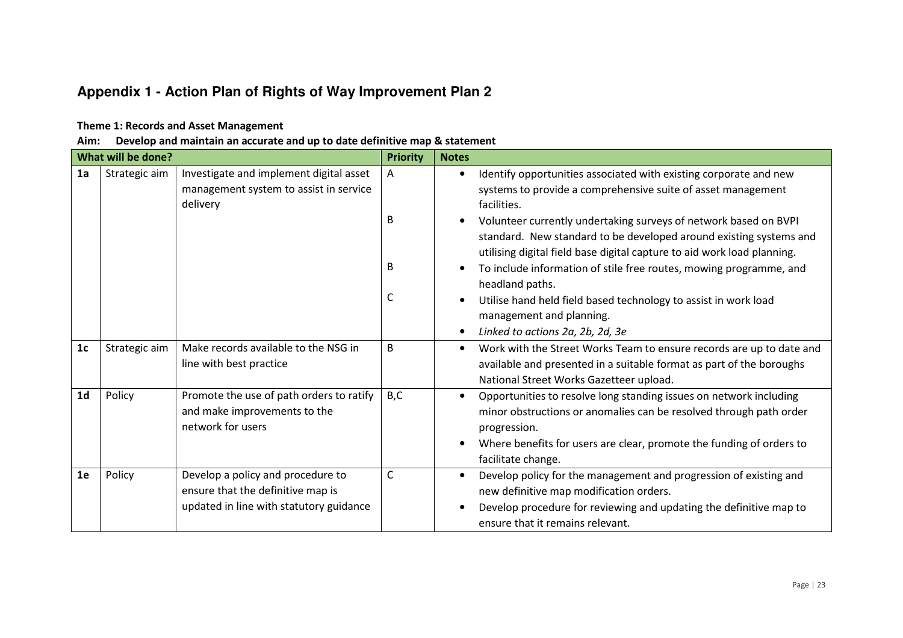## Appendix 1 - Action Plan of Rights of Way Improvement Plan 2

**Theme 1: Records and Asset Management**

**Aim: Develop and maintain an accurate and up to date definitive map & statement**

| What will be done? | | | Priority | Notes |
|---|---|---|---|---|
| **1a** | Strategic aim | Investigate and implement digital asset management system to assist in service delivery | A<br><br>B<br><br>B<br><br>C | • Identify opportunities associated with existing corporate and new systems to provide a comprehensive suite of asset management facilities.<br>• Volunteer currently undertaking surveys of network based on BVPI standard. New standard to be developed around existing systems and utilising digital field base digital capture to aid work load planning.<br>• To include information of stile free routes, mowing programme, and headland paths.<br>• Utilise hand held field based technology to assist in work load management and planning.<br>• *Linked to actions 2a, 2b, 2d, 3e* |
| **1c** | Strategic aim | Make records available to the NSG in line with best practice | B | • Work with the Street Works Team to ensure records are up to date and available and presented in a suitable format as part of the boroughs National Street Works Gazetteer upload. |
| **1d** | Policy | Promote the use of path orders to ratify and make improvements to the network for users | B,C | • Opportunities to resolve long standing issues on network including minor obstructions or anomalies can be resolved through path order progression.<br>• Where benefits for users are clear, promote the funding of orders to facilitate change. |
| **1e** | Policy | Develop a policy and procedure to ensure that the definitive map is updated in line with statutory guidance | C | • Develop policy for the management and progression of existing and new definitive map modification orders.<br>• Develop procedure for reviewing and updating the definitive map to ensure that it remains relevant. |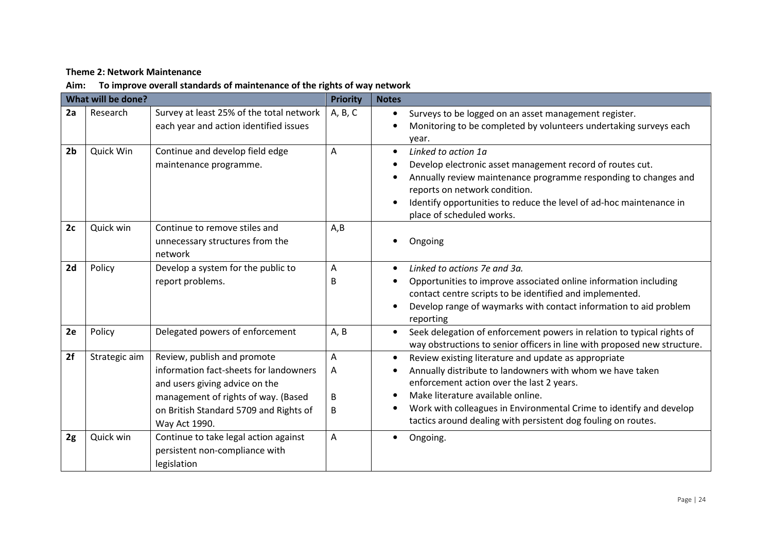**Theme 2: Network Maintenance**

**Aim: To improve overall standards of maintenance of the rights of way network**

| What will be done? | | | Priority | Notes |
|---|---|---|---|---|
| **2a** | Research | Survey at least 25% of the total network each year and action identified issues | A, B, C | • Surveys to be logged on an asset management register.<br>• Monitoring to be completed by volunteers undertaking surveys each year. |
| **2b** | Quick Win | Continue and develop field edge maintenance programme. | A | • *Linked to action 1a*<br>• Develop electronic asset management record of routes cut.<br>• Annually review maintenance programme responding to changes and reports on network condition.<br>• Identify opportunities to reduce the level of ad-hoc maintenance in place of scheduled works. |
| **2c** | Quick win | Continue to remove stiles and unnecessary structures from the network | A,B | • Ongoing |
| **2d** | Policy | Develop a system for the public to report problems. | A<br>B | • *Linked to actions 7e and 3a.*<br>• Opportunities to improve associated online information including contact centre scripts to be identified and implemented.<br>• Develop range of waymarks with contact information to aid problem reporting |
| **2e** | Policy | Delegated powers of enforcement | A, B | • Seek delegation of enforcement powers in relation to typical rights of way obstructions to senior officers in line with proposed new structure. |
| **2f** | Strategic aim | Review, publish and promote information fact-sheets for landowners and users giving advice on the management of rights of way. (Based on British Standard 5709 and Rights of Way Act 1990. | A<br>A<br>B<br>B | • Review existing literature and update as appropriate<br>• Annually distribute to landowners with whom we have taken enforcement action over the last 2 years.<br>• Make literature available online.<br>• Work with colleagues in Environmental Crime to identify and develop tactics around dealing with persistent dog fouling on routes. |
| **2g** | Quick win | Continue to take legal action against persistent non-compliance with legislation | A | • Ongoing. |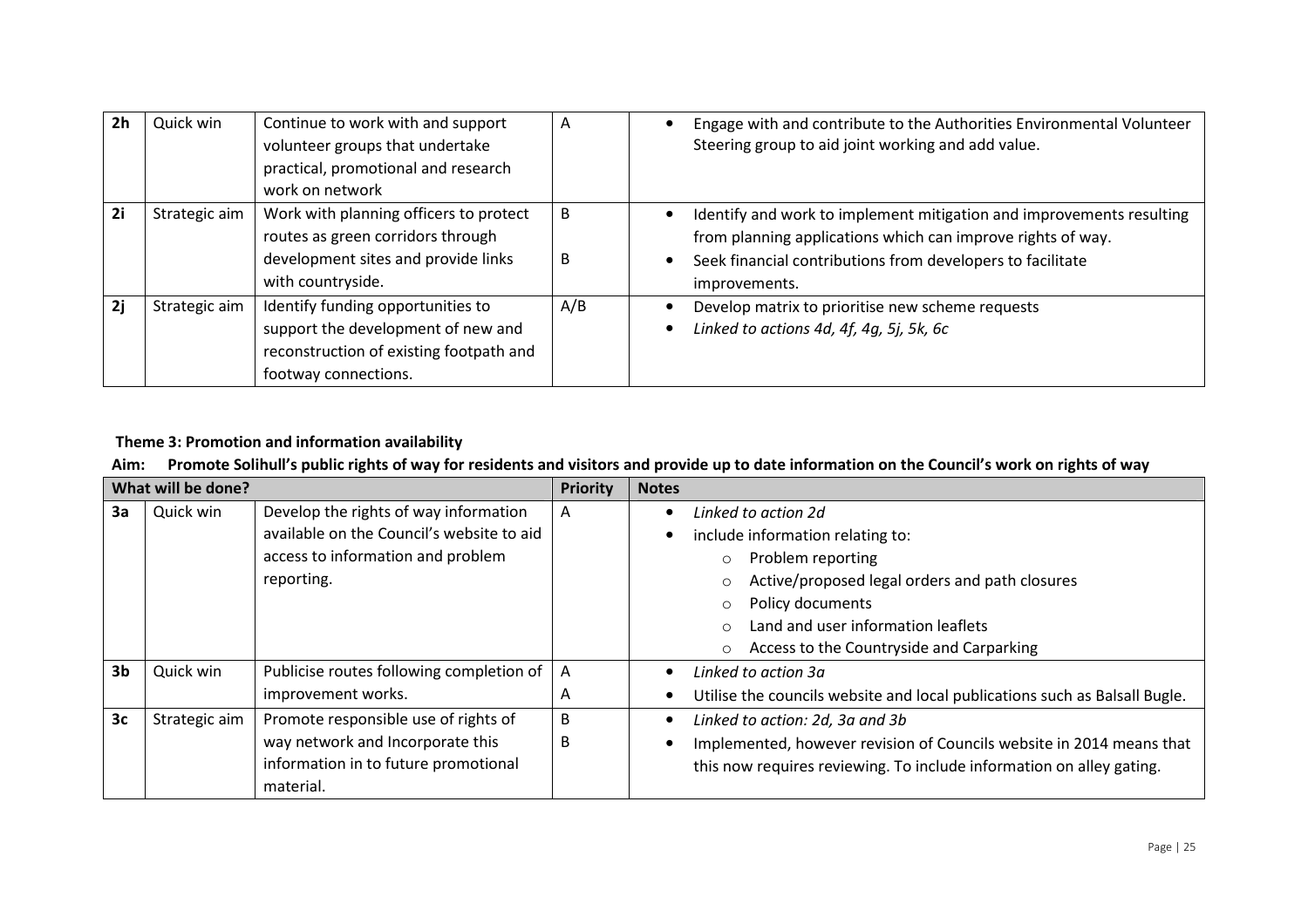| | | | | |
|---|---|---|---|---|
| **2h** | Quick win | Continue to work with and support volunteer groups that undertake practical, promotional and research work on network | A | • Engage with and contribute to the Authorities Environmental Volunteer Steering group to aid joint working and add value. |
| **2i** | Strategic aim | Work with planning officers to protect routes as green corridors through development sites and provide links with countryside. | B<br>B | • Identify and work to implement mitigation and improvements resulting from planning applications which can improve rights of way.<br>• Seek financial contributions from developers to facilitate improvements. |
| **2j** | Strategic aim | Identify funding opportunities to support the development of new and reconstruction of existing footpath and footway connections. | A/B | • Develop matrix to prioritise new scheme requests<br>• *Linked to actions 4d, 4f, 4g, 5j, 5k, 6c* |

**Theme 3: Promotion and information availability**

**Aim: Promote Solihull's public rights of way for residents and visitors and provide up to date information on the Council's work on rights of way**

| **What will be done?** | | | **Priority** | **Notes** |
|---|---|---|---|---|
| **3a** | Quick win | Develop the rights of way information available on the Council's website to aid access to information and problem reporting. | A | • *Linked to action 2d*<br>• include information relating to:<br>  ○ Problem reporting<br>  ○ Active/proposed legal orders and path closures<br>  ○ Policy documents<br>  ○ Land and user information leaflets<br>  ○ Access to the Countryside and Carparking |
| **3b** | Quick win | Publicise routes following completion of improvement works. | A<br>A | • *Linked to action 3a*<br>• Utilise the councils website and local publications such as Balsall Bugle. |
| **3c** | Strategic aim | Promote responsible use of rights of way network and Incorporate this information in to future promotional material. | B<br>B | • *Linked to action: 2d, 3a and 3b*<br>• Implemented, however revision of Councils website in 2014 means that this now requires reviewing. To include information on alley gating. |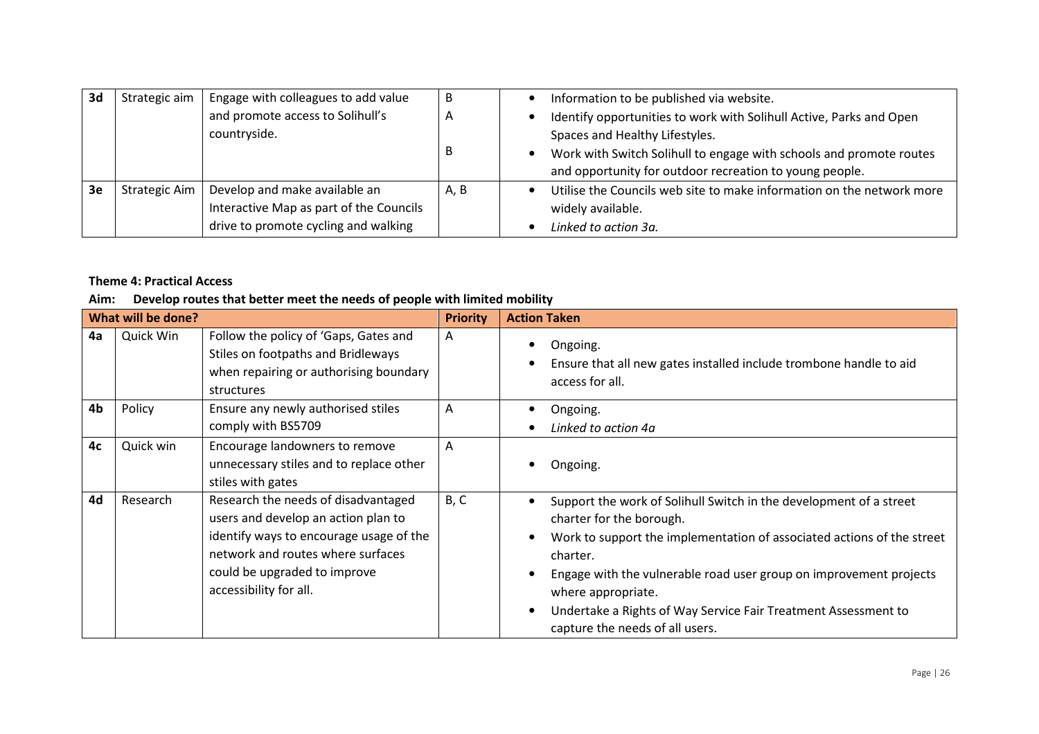| | | | | |
|---|---|---|---|---|
| **3d** | Strategic aim | Engage with colleagues to add value and promote access to Solihull's countryside. | B<br>A<br><br>B | • Information to be published via website.<br>• Identify opportunities to work with Solihull Active, Parks and Open Spaces and Healthy Lifestyles.<br>• Work with Switch Solihull to engage with schools and promote routes and opportunity for outdoor recreation to young people. |
| **3e** | Strategic Aim | Develop and make available an Interactive Map as part of the Councils drive to promote cycling and walking | A, B | • Utilise the Councils web site to make information on the network more widely available.<br>• *Linked to action 3a.* |

**Theme 4: Practical Access**

**Aim: Develop routes that better meet the needs of people with limited mobility**

| **What will be done?** | | | **Priority** | **Action Taken** |
|---|---|---|---|---|
| **4a** | Quick Win | Follow the policy of 'Gaps, Gates and Stiles on footpaths and Bridleways when repairing or authorising boundary structures | A | • Ongoing.<br>• Ensure that all new gates installed include trombone handle to aid access for all. |
| **4b** | Policy | Ensure any newly authorised stiles comply with BS5709 | A | • Ongoing.<br>• *Linked to action 4a* |
| **4c** | Quick win | Encourage landowners to remove unnecessary stiles and to replace other stiles with gates | A | • Ongoing. |
| **4d** | Research | Research the needs of disadvantaged users and develop an action plan to identify ways to encourage usage of the network and routes where surfaces could be upgraded to improve accessibility for all. | B, C | • Support the work of Solihull Switch in the development of a street charter for the borough.<br>• Work to support the implementation of associated actions of the street charter.<br>• Engage with the vulnerable road user group on improvement projects where appropriate.<br>• Undertake a Rights of Way Service Fair Treatment Assessment to capture the needs of all users. |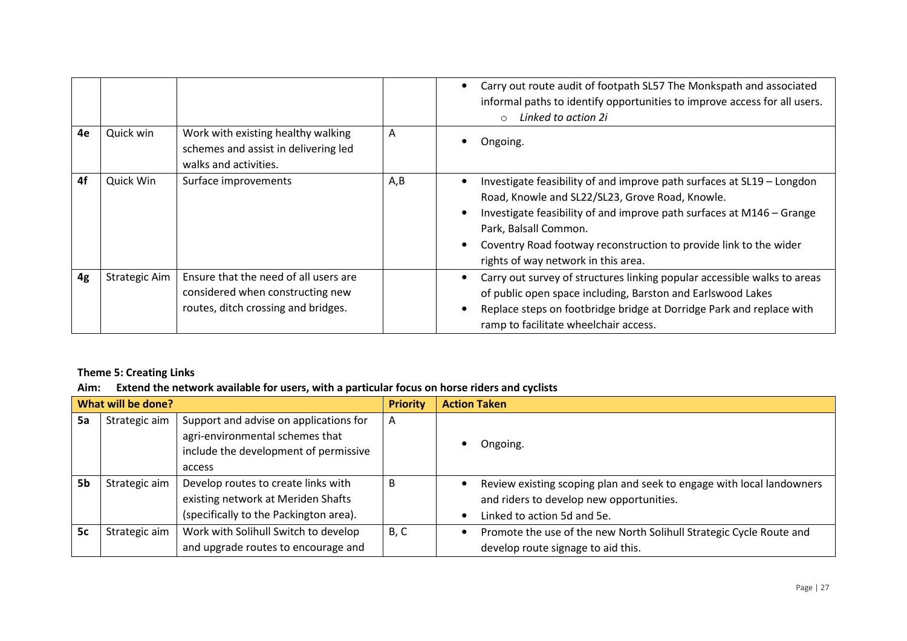| | | | | |
|---|---|---|---|---|
| | | | | • Carry out route audit of footpath SL57 The Monkspath and associated informal paths to identify opportunities to improve access for all users.<br>  ○ *Linked to action 2i* |
| **4e** | Quick win | Work with existing healthy walking schemes and assist in delivering led walks and activities. | A | • Ongoing. |
| **4f** | Quick Win | Surface improvements | A,B | • Investigate feasibility of and improve path surfaces at SL19 – Longdon Road, Knowle and SL22/SL23, Grove Road, Knowle.<br>• Investigate feasibility of and improve path surfaces at M146 – Grange Park, Balsall Common.<br>• Coventry Road footway reconstruction to provide link to the wider rights of way network in this area. |
| **4g** | Strategic Aim | Ensure that the need of all users are considered when constructing new routes, ditch crossing and bridges. | | • Carry out survey of structures linking popular accessible walks to areas of public open space including, Barston and Earlswood Lakes<br>• Replace steps on footbridge bridge at Dorridge Park and replace with ramp to facilitate wheelchair access. |

**Theme 5: Creating Links**

**Aim: Extend the network available for users, with a particular focus on horse riders and cyclists**

| What will be done? | | | Priority | Action Taken |
|---|---|---|---|---|
| **5a** | Strategic aim | Support and advise on applications for agri-environmental schemes that include the development of permissive access | A | • Ongoing. |
| **5b** | Strategic aim | Develop routes to create links with existing network at Meriden Shafts (specifically to the Packington area). | B | • Review existing scoping plan and seek to engage with local landowners and riders to develop new opportunities.<br>• Linked to action 5d and 5e. |
| **5c** | Strategic aim | Work with Solihull Switch to develop and upgrade routes to encourage and | B, C | • Promote the use of the new North Solihull Strategic Cycle Route and develop route signage to aid this. |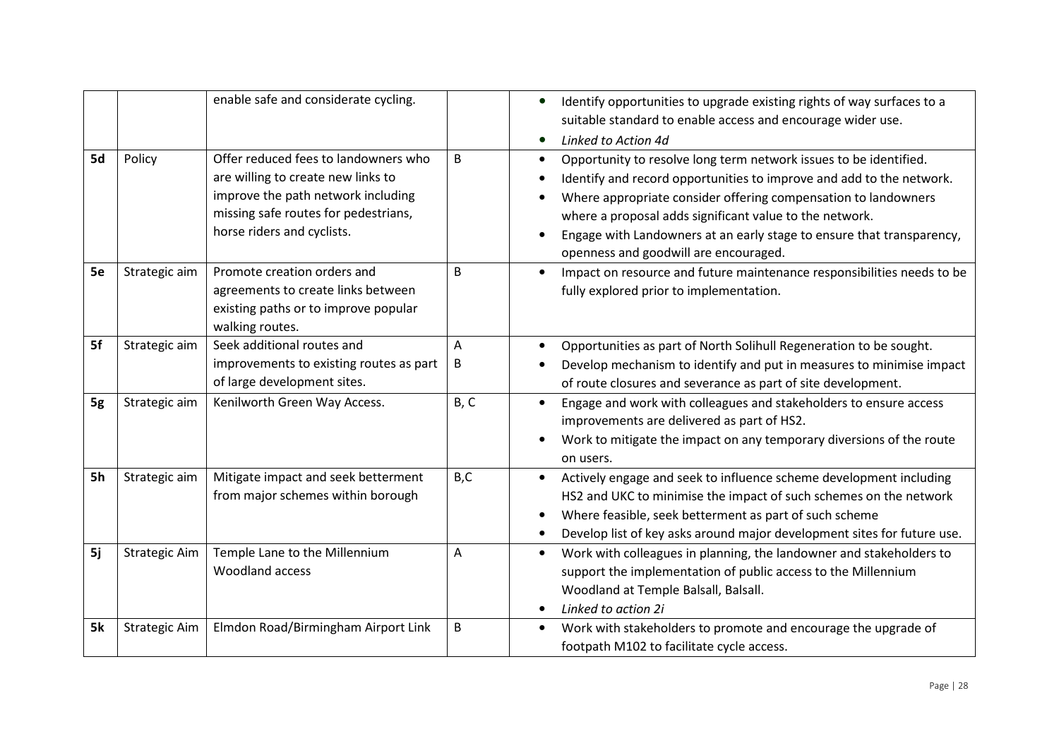| | | | | |
|---|---|---|---|---|
| | | enable safe and considerate cycling. | | • Identify opportunities to upgrade existing rights of way surfaces to a suitable standard to enable access and encourage wider use.<br>• *Linked to Action 4d* |
| **5d** | Policy | Offer reduced fees to landowners who are willing to create new links to improve the path network including missing safe routes for pedestrians, horse riders and cyclists. | B | • Opportunity to resolve long term network issues to be identified.<br>• Identify and record opportunities to improve and add to the network.<br>• Where appropriate consider offering compensation to landowners where a proposal adds significant value to the network.<br>• Engage with Landowners at an early stage to ensure that transparency, openness and goodwill are encouraged. |
| **5e** | Strategic aim | Promote creation orders and agreements to create links between existing paths or to improve popular walking routes. | B | • Impact on resource and future maintenance responsibilities needs to be fully explored prior to implementation. |
| **5f** | Strategic aim | Seek additional routes and improvements to existing routes as part of large development sites. | A<br>B | • Opportunities as part of North Solihull Regeneration to be sought.<br>• Develop mechanism to identify and put in measures to minimise impact of route closures and severance as part of site development. |
| **5g** | Strategic aim | Kenilworth Green Way Access. | B, C | • Engage and work with colleagues and stakeholders to ensure access improvements are delivered as part of HS2.<br>• Work to mitigate the impact on any temporary diversions of the route on users. |
| **5h** | Strategic aim | Mitigate impact and seek betterment from major schemes within borough | B,C | • Actively engage and seek to influence scheme development including HS2 and UKC to minimise the impact of such schemes on the network<br>• Where feasible, seek betterment as part of such scheme<br>• Develop list of key asks around major development sites for future use. |
| **5j** | Strategic Aim | Temple Lane to the Millennium Woodland access | A | • Work with colleagues in planning, the landowner and stakeholders to support the implementation of public access to the Millennium Woodland at Temple Balsall, Balsall.<br>• *Linked to action 2i* |
| **5k** | Strategic Aim | Elmdon Road/Birmingham Airport Link | B | • Work with stakeholders to promote and encourage the upgrade of footpath M102 to facilitate cycle access. |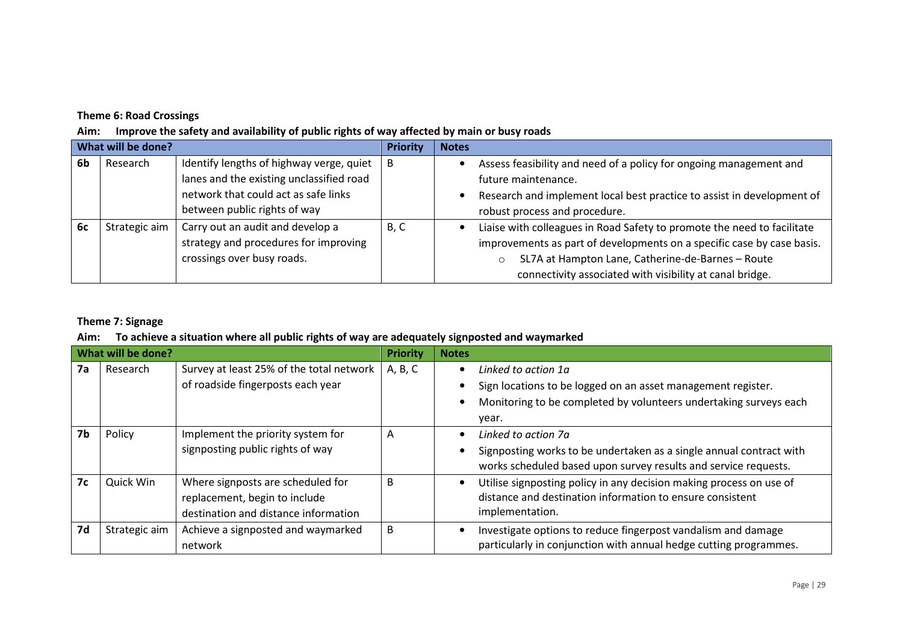**Theme 6: Road Crossings**

**Aim: Improve the safety and availability of public rights of way affected by main or busy roads**

| What will be done? | | | Priority | Notes |
|---|---|---|---|---|
| **6b** | Research | Identify lengths of highway verge, quiet lanes and the existing unclassified road network that could act as safe links between public rights of way | B | • Assess feasibility and need of a policy for ongoing management and future maintenance.<br>• Research and implement local best practice to assist in development of robust process and procedure. |
| **6c** | Strategic aim | Carry out an audit and develop a strategy and procedures for improving crossings over busy roads. | B, C | • Liaise with colleagues in Road Safety to promote the need to facilitate improvements as part of developments on a specific case by case basis.<br>&nbsp;&nbsp;&nbsp;&nbsp;○ SL7A at Hampton Lane, Catherine-de-Barnes – Route connectivity associated with visibility at canal bridge. |

**Theme 7: Signage**

**Aim: To achieve a situation where all public rights of way are adequately signposted and waymarked**

| What will be done? | | | Priority | Notes |
|---|---|---|---|---|
| **7a** | Research | Survey at least 25% of the total network of roadside fingerposts each year | A, B, C | • *Linked to action 1a*<br>• Sign locations to be logged on an asset management register.<br>• Monitoring to be completed by volunteers undertaking surveys each year. |
| **7b** | Policy | Implement the priority system for signposting public rights of way | A | • *Linked to action 7a*<br>• Signposting works to be undertaken as a single annual contract with works scheduled based upon survey results and service requests. |
| **7c** | Quick Win | Where signposts are scheduled for replacement, begin to include destination and distance information | B | • Utilise signposting policy in any decision making process on use of distance and destination information to ensure consistent implementation. |
| **7d** | Strategic aim | Achieve a signposted and waymarked network | B | • Investigate options to reduce fingerpost vandalism and damage particularly in conjunction with annual hedge cutting programmes. |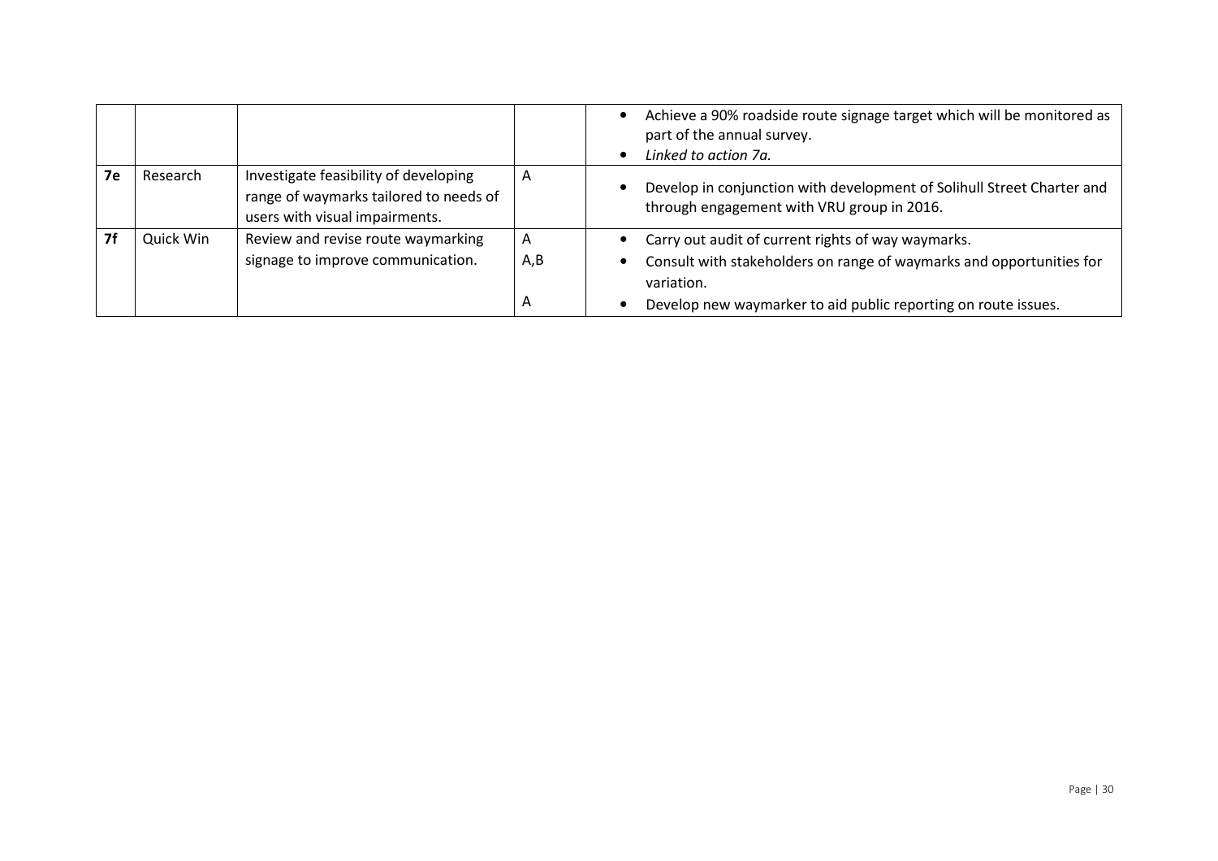| | | | | |
|---|---|---|---|---|
| | | | | • Achieve a 90% roadside route signage target which will be monitored as part of the annual survey.<br>• *Linked to action 7a.* |
| **7e** | Research | Investigate feasibility of developing range of waymarks tailored to needs of users with visual impairments. | A | • Develop in conjunction with development of Solihull Street Charter and through engagement with VRU group in 2016. |
| **7f** | Quick Win | Review and revise route waymarking signage to improve communication. | A<br>A,B<br><br>A | • Carry out audit of current rights of way waymarks.<br>• Consult with stakeholders on range of waymarks and opportunities for variation.<br>• Develop new waymarker to aid public reporting on route issues. |